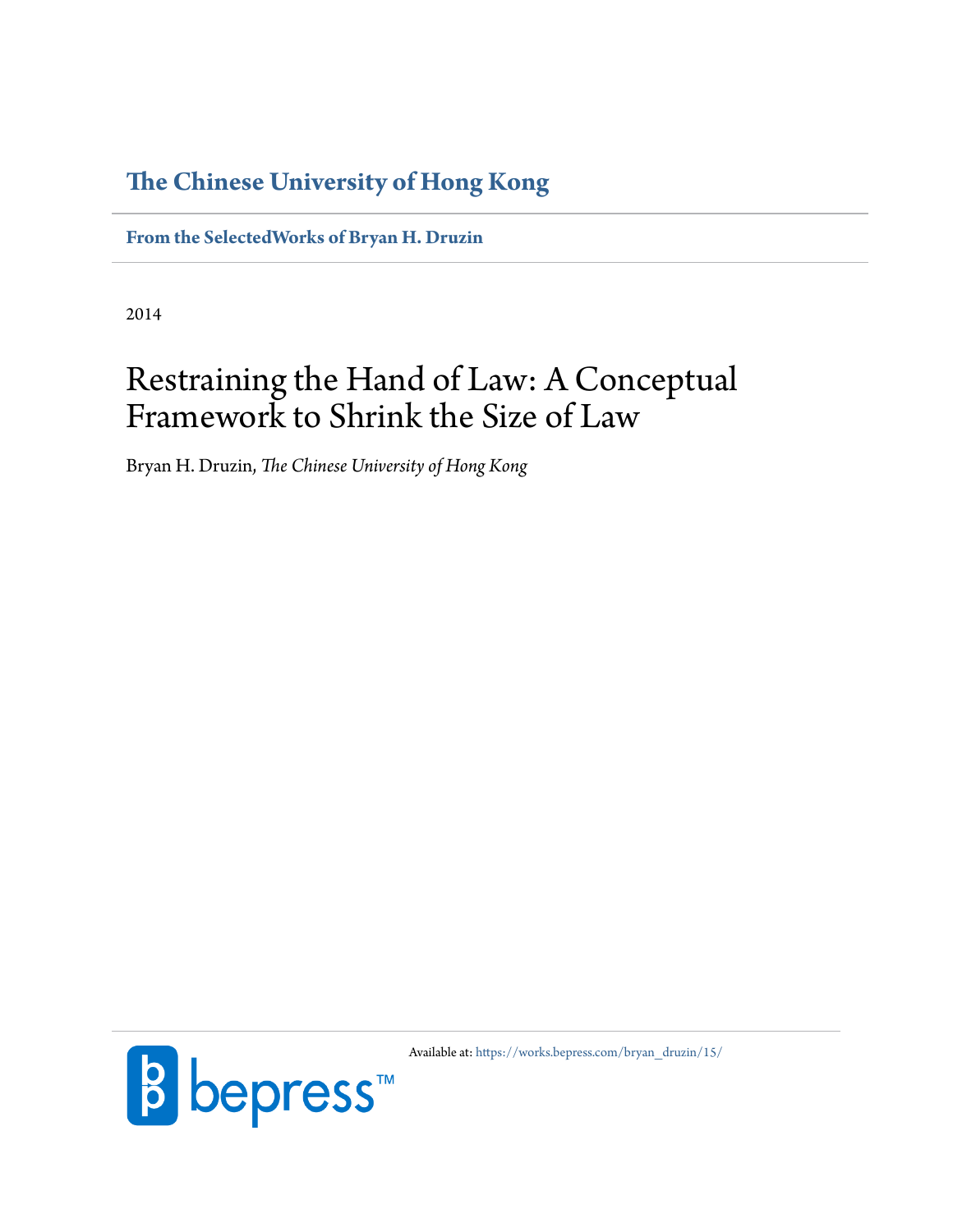**The Chinese University of Hong Kong**

**From the SelectedWorks of Bryan H. Druzin**

2014

# Restraining the Hand of Law: A Conceptual Framework to Shrink the Size of Law

Bryan H. Druzin, *The Chinese University of Hong Kong*

Available at: https://works.bepress.com/bryan_druzin/15/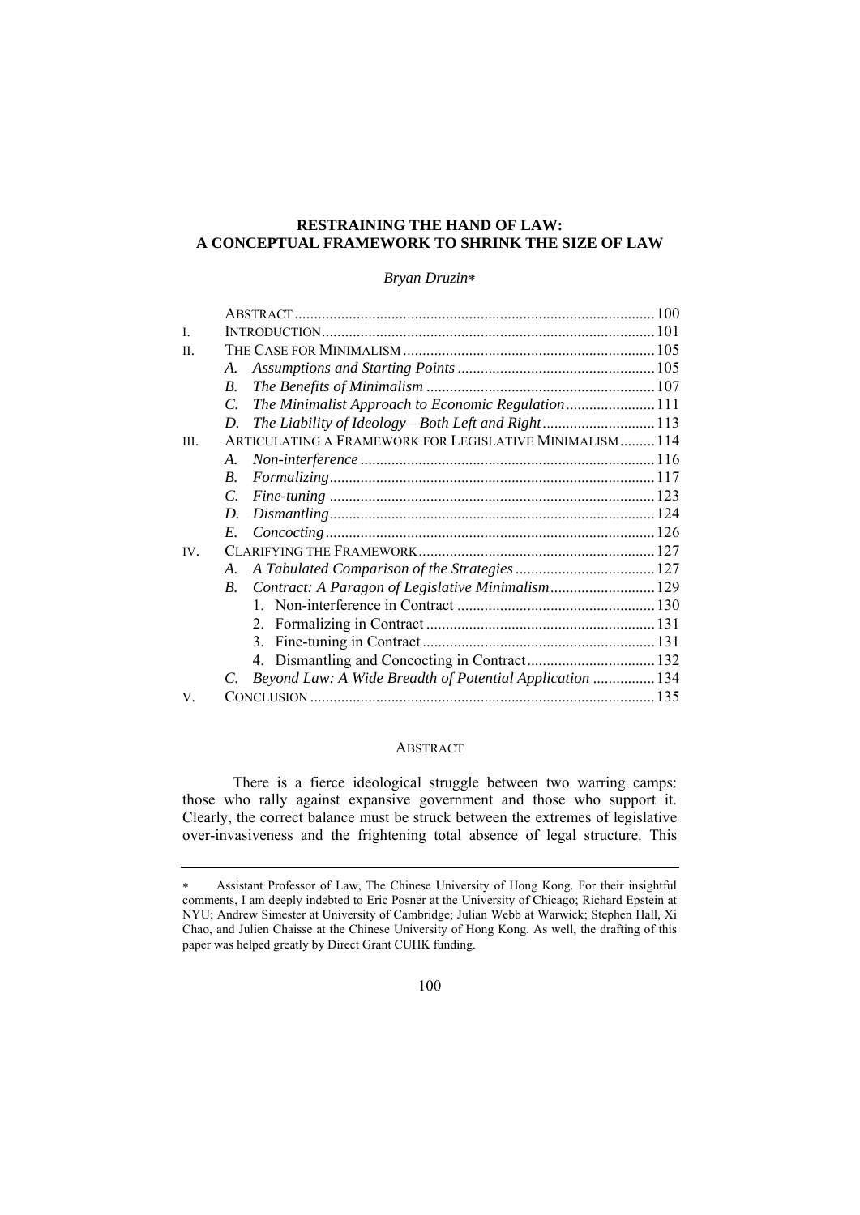# RESTRAINING THE HAND OF LAW: A CONCEPTUAL FRAMEWORK TO SHRINK THE SIZE OF LAW

*Bryan Druzin*[∗]

| | | | |
|---|---|---|---|
| | ABSTRACT | | 100 |
| I. | INTRODUCTION | | 101 |
| II. | THE CASE FOR MINIMALISM | | 105 |
| | A. | *Assumptions and Starting Points* | 105 |
| | B. | *The Benefits of Minimalism* | 107 |
| | C. | *The Minimalist Approach to Economic Regulation* | 111 |
| | D. | *The Liability of Ideology—Both Left and Right* | 113 |
| III. | ARTICULATING A FRAMEWORK FOR LEGISLATIVE MINIMALISM | | 114 |
| | A. | *Non-interference* | 116 |
| | B. | *Formalizing* | 117 |
| | C. | *Fine-tuning* | 123 |
| | D. | *Dismantling* | 124 |
| | E. | *Concocting* | 126 |
| IV. | CLARIFYING THE FRAMEWORK | | 127 |
| | A. | *A Tabulated Comparison of the Strategies* | 127 |
| | B. | *Contract: A Paragon of Legislative Minimalism* | 129 |
| | | 1. Non-interference in Contract | 130 |
| | | 2. Formalizing in Contract | 131 |
| | | 3. Fine-tuning in Contract | 131 |
| | | 4. Dismantling and Concocting in Contract | 132 |
| | C. | *Beyond Law: A Wide Breadth of Potential Application* | 134 |
| V. | CONCLUSION | | 135 |

## ABSTRACT

There is a fierce ideological struggle between two warring camps: those who rally against expansive government and those who support it. Clearly, the correct balance must be struck between the extremes of legislative over-invasiveness and the frightening total absence of legal structure. This

---

∗ Assistant Professor of Law, The Chinese University of Hong Kong. For their insightful comments, I am deeply indebted to Eric Posner at the University of Chicago; Richard Epstein at NYU; Andrew Simester at University of Cambridge; Julian Webb at Warwick; Stephen Hall, Xi Chao, and Julien Chaisse at the Chinese University of Hong Kong. As well, the drafting of this paper was helped greatly by Direct Grant CUHK funding.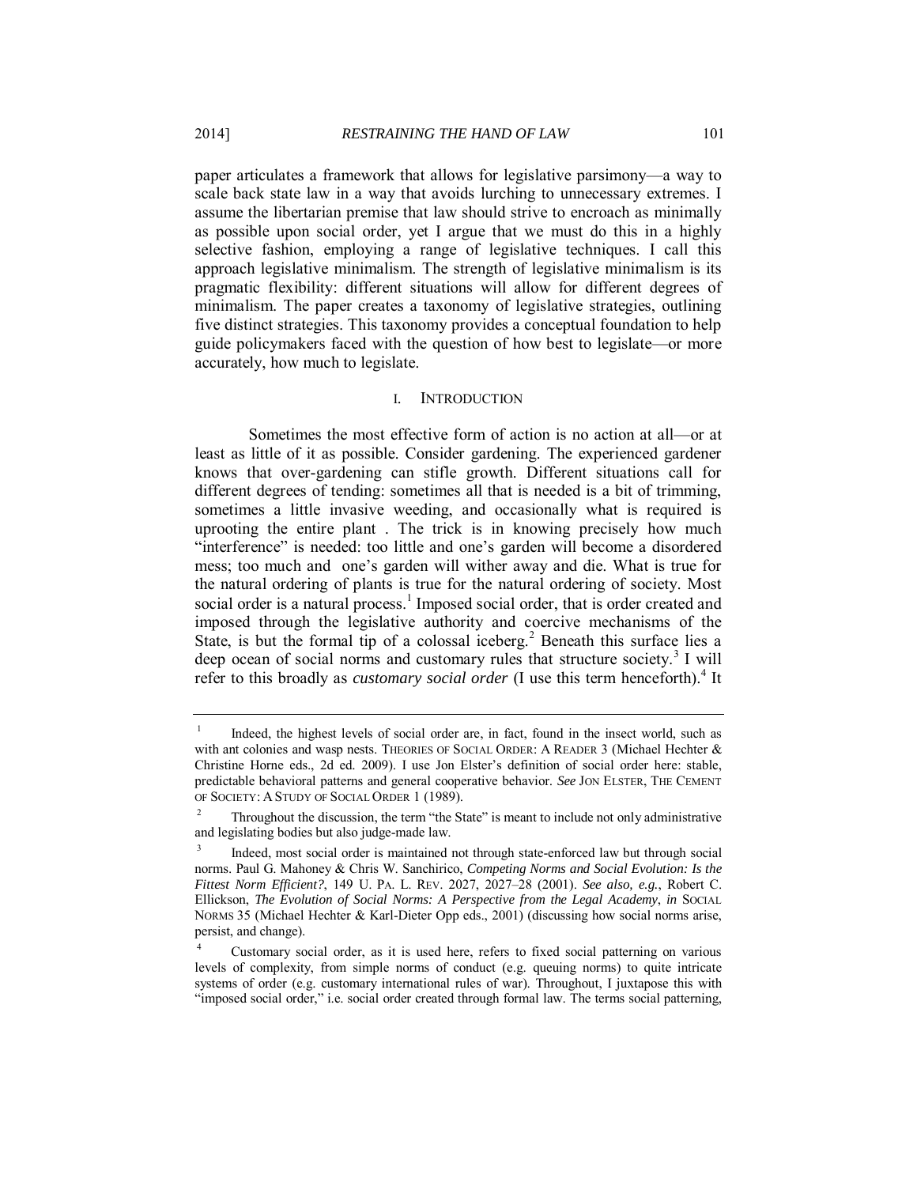paper articulates a framework that allows for legislative parsimony—a way to scale back state law in a way that avoids lurching to unnecessary extremes. I assume the libertarian premise that law should strive to encroach as minimally as possible upon social order, yet I argue that we must do this in a highly selective fashion, employing a range of legislative techniques. I call this approach legislative minimalism. The strength of legislative minimalism is its pragmatic flexibility: different situations will allow for different degrees of minimalism. The paper creates a taxonomy of legislative strategies, outlining five distinct strategies. This taxonomy provides a conceptual foundation to help guide policymakers faced with the question of how best to legislate—or more accurately, how much to legislate.

## I. INTRODUCTION

Sometimes the most effective form of action is no action at all—or at least as little of it as possible. Consider gardening. The experienced gardener knows that over-gardening can stifle growth. Different situations call for different degrees of tending: sometimes all that is needed is a bit of trimming, sometimes a little invasive weeding, and occasionally what is required is uprooting the entire plant . The trick is in knowing precisely how much "interference" is needed: too little and one's garden will become a disordered mess; too much and one's garden will wither away and die. What is true for the natural ordering of plants is true for the natural ordering of society. Most social order is a natural process.[1] Imposed social order, that is order created and imposed through the legislative authority and coercive mechanisms of the State, is but the formal tip of a colossal iceberg.[2] Beneath this surface lies a deep ocean of social norms and customary rules that structure society.[3] I will refer to this broadly as *customary social order* (I use this term henceforth).[4] It

---

[1] Indeed, the highest levels of social order are, in fact, found in the insect world, such as with ant colonies and wasp nests. THEORIES OF SOCIAL ORDER: A READER 3 (Michael Hechter & Christine Horne eds., 2d ed. 2009). I use Jon Elster's definition of social order here: stable, predictable behavioral patterns and general cooperative behavior. *See* JON ELSTER, THE CEMENT OF SOCIETY: A STUDY OF SOCIAL ORDER 1 (1989).

[2] Throughout the discussion, the term "the State" is meant to include not only administrative and legislating bodies but also judge-made law.

[3] Indeed, most social order is maintained not through state-enforced law but through social norms. Paul G. Mahoney & Chris W. Sanchirico, *Competing Norms and Social Evolution: Is the Fittest Norm Efficient?*, 149 U. PA. L. REV. 2027, 2027–28 (2001). *See also, e.g.*, Robert C. Ellickson, *The Evolution of Social Norms: A Perspective from the Legal Academy*, *in* SOCIAL NORMS 35 (Michael Hechter & Karl-Dieter Opp eds., 2001) (discussing how social norms arise, persist, and change).

[4] Customary social order, as it is used here, refers to fixed social patterning on various levels of complexity, from simple norms of conduct (e.g. queuing norms) to quite intricate systems of order (e.g. customary international rules of war). Throughout, I juxtapose this with "imposed social order," i.e. social order created through formal law. The terms social patterning,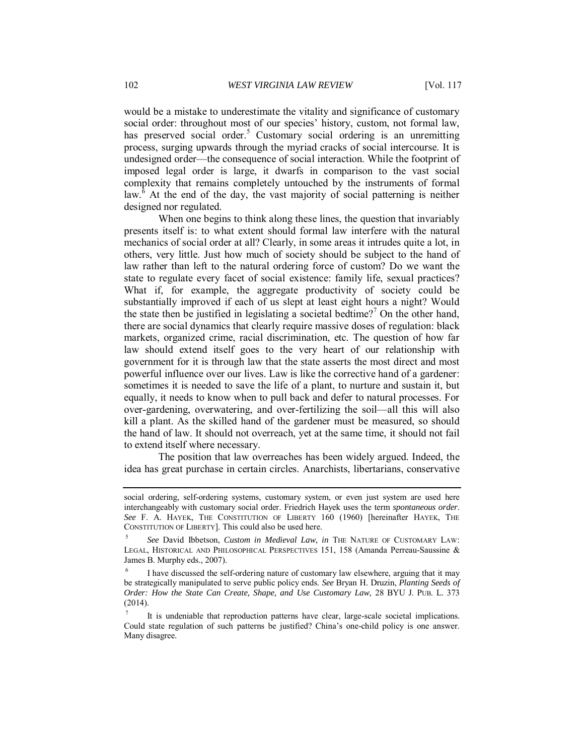would be a mistake to underestimate the vitality and significance of customary social order: throughout most of our species' history, custom, not formal law, has preserved social order.[5] Customary social ordering is an unremitting process, surging upwards through the myriad cracks of social intercourse. It is undesigned order—the consequence of social interaction. While the footprint of imposed legal order is large, it dwarfs in comparison to the vast social complexity that remains completely untouched by the instruments of formal law.[6] At the end of the day, the vast majority of social patterning is neither designed nor regulated.

When one begins to think along these lines, the question that invariably presents itself is: to what extent should formal law interfere with the natural mechanics of social order at all? Clearly, in some areas it intrudes quite a lot, in others, very little. Just how much of society should be subject to the hand of law rather than left to the natural ordering force of custom? Do we want the state to regulate every facet of social existence: family life, sexual practices? What if, for example, the aggregate productivity of society could be substantially improved if each of us slept at least eight hours a night? Would the state then be justified in legislating a societal bedtime?[7] On the other hand, there are social dynamics that clearly require massive doses of regulation: black markets, organized crime, racial discrimination, etc. The question of how far law should extend itself goes to the very heart of our relationship with government for it is through law that the state asserts the most direct and most powerful influence over our lives. Law is like the corrective hand of a gardener: sometimes it is needed to save the life of a plant, to nurture and sustain it, but equally, it needs to know when to pull back and defer to natural processes. For over-gardening, overwatering, and over-fertilizing the soil—all this will also kill a plant. As the skilled hand of the gardener must be measured, so should the hand of law. It should not overreach, yet at the same time, it should not fail to extend itself where necessary.

The position that law overreaches has been widely argued. Indeed, the idea has great purchase in certain circles. Anarchists, libertarians, conservative

---

social ordering, self-ordering systems, customary system, or even just system are used here interchangeably with customary social order. Friedrich Hayek uses the term *spontaneous order*. *See* F. A. HAYEK, THE CONSTITUTION OF LIBERTY 160 (1960) [hereinafter HAYEK, THE CONSTITUTION OF LIBERTY]. This could also be used here.

[5] *See* David Ibbetson, *Custom in Medieval Law*, *in* THE NATURE OF CUSTOMARY LAW: LEGAL, HISTORICAL AND PHILOSOPHICAL PERSPECTIVES 151, 158 (Amanda Perreau-Saussine & James B. Murphy eds., 2007).

[6] I have discussed the self-ordering nature of customary law elsewhere, arguing that it may be strategically manipulated to serve public policy ends. *See* Bryan H. Druzin, *Planting Seeds of Order: How the State Can Create, Shape, and Use Customary Law*, 28 BYU J. PUB. L. 373 (2014).

[7] It is undeniable that reproduction patterns have clear, large-scale societal implications. Could state regulation of such patterns be justified? China's one-child policy is one answer. Many disagree.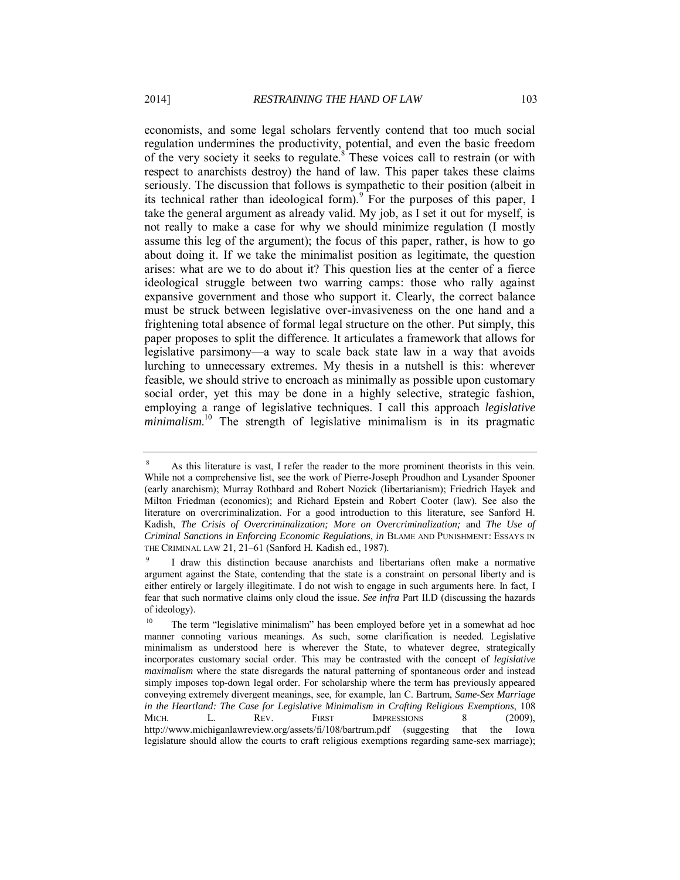economists, and some legal scholars fervently contend that too much social regulation undermines the productivity, potential, and even the basic freedom of the very society it seeks to regulate.[8] These voices call to restrain (or with respect to anarchists destroy) the hand of law. This paper takes these claims seriously. The discussion that follows is sympathetic to their position (albeit in its technical rather than ideological form).[9] For the purposes of this paper, I take the general argument as already valid. My job, as I set it out for myself, is not really to make a case for why we should minimize regulation (I mostly assume this leg of the argument); the focus of this paper, rather, is how to go about doing it. If we take the minimalist position as legitimate, the question arises: what are we to do about it? This question lies at the center of a fierce ideological struggle between two warring camps: those who rally against expansive government and those who support it. Clearly, the correct balance must be struck between legislative over-invasiveness on the one hand and a frightening total absence of formal legal structure on the other. Put simply, this paper proposes to split the difference. It articulates a framework that allows for legislative parsimony—a way to scale back state law in a way that avoids lurching to unnecessary extremes. My thesis in a nutshell is this: wherever feasible, we should strive to encroach as minimally as possible upon customary social order, yet this may be done in a highly selective, strategic fashion, employing a range of legislative techniques. I call this approach *legislative minimalism*.[10] The strength of legislative minimalism is in its pragmatic

---

[8] As this literature is vast, I refer the reader to the more prominent theorists in this vein. While not a comprehensive list, see the work of Pierre-Joseph Proudhon and Lysander Spooner (early anarchism); Murray Rothbard and Robert Nozick (libertarianism); Friedrich Hayek and Milton Friedman (economics); and Richard Epstein and Robert Cooter (law). See also the literature on overcriminalization. For a good introduction to this literature, see Sanford H. Kadish, *The Crisis of Overcriminalization; More on Overcriminalization;* and *The Use of Criminal Sanctions in Enforcing Economic Regulations*, *in* BLAME AND PUNISHMENT: ESSAYS IN THE CRIMINAL LAW 21, 21–61 (Sanford H. Kadish ed., 1987).

[9] I draw this distinction because anarchists and libertarians often make a normative argument against the State, contending that the state is a constraint on personal liberty and is either entirely or largely illegitimate. I do not wish to engage in such arguments here. In fact, I fear that such normative claims only cloud the issue. *See infra* Part II.D (discussing the hazards of ideology).

[10] The term "legislative minimalism" has been employed before yet in a somewhat ad hoc manner connoting various meanings. As such, some clarification is needed. Legislative minimalism as understood here is wherever the State, to whatever degree, strategically incorporates customary social order. This may be contrasted with the concept of *legislative maximalism* where the state disregards the natural patterning of spontaneous order and instead simply imposes top-down legal order. For scholarship where the term has previously appeared conveying extremely divergent meanings, see, for example, Ian C. Bartrum, *Same-Sex Marriage in the Heartland: The Case for Legislative Minimalism in Crafting Religious Exemptions*, 108 MICH. L. REV. FIRST IMPRESSIONS 8 (2009), http://www.michiganlawreview.org/assets/fi/108/bartrum.pdf (suggesting that the Iowa legislature should allow the courts to craft religious exemptions regarding same-sex marriage);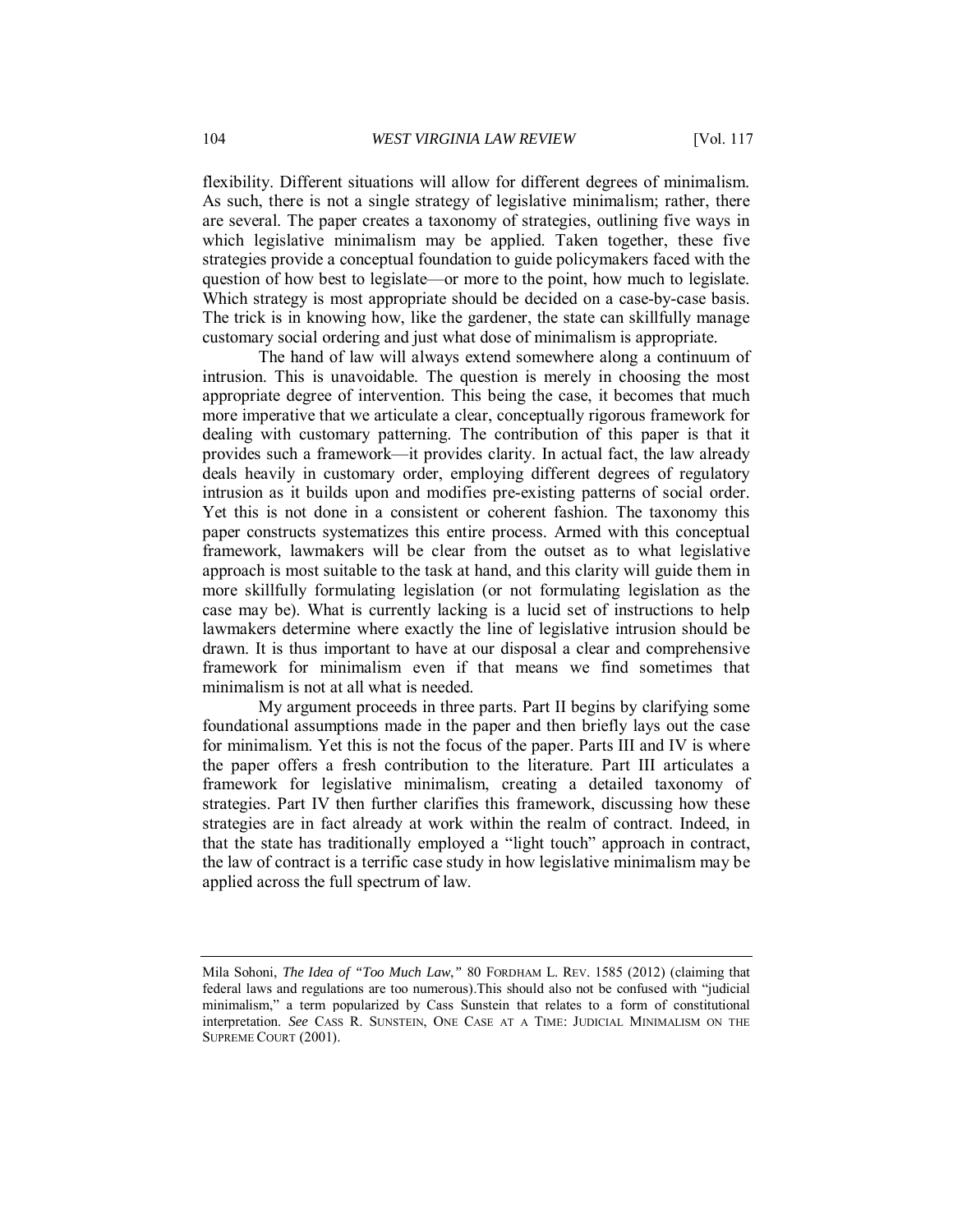flexibility. Different situations will allow for different degrees of minimalism. As such, there is not a single strategy of legislative minimalism; rather, there are several. The paper creates a taxonomy of strategies, outlining five ways in which legislative minimalism may be applied. Taken together, these five strategies provide a conceptual foundation to guide policymakers faced with the question of how best to legislate—or more to the point, how much to legislate. Which strategy is most appropriate should be decided on a case-by-case basis. The trick is in knowing how, like the gardener, the state can skillfully manage customary social ordering and just what dose of minimalism is appropriate.

The hand of law will always extend somewhere along a continuum of intrusion. This is unavoidable. The question is merely in choosing the most appropriate degree of intervention. This being the case, it becomes that much more imperative that we articulate a clear, conceptually rigorous framework for dealing with customary patterning. The contribution of this paper is that it provides such a framework—it provides clarity. In actual fact, the law already deals heavily in customary order, employing different degrees of regulatory intrusion as it builds upon and modifies pre-existing patterns of social order. Yet this is not done in a consistent or coherent fashion. The taxonomy this paper constructs systematizes this entire process. Armed with this conceptual framework, lawmakers will be clear from the outset as to what legislative approach is most suitable to the task at hand, and this clarity will guide them in more skillfully formulating legislation (or not formulating legislation as the case may be). What is currently lacking is a lucid set of instructions to help lawmakers determine where exactly the line of legislative intrusion should be drawn. It is thus important to have at our disposal a clear and comprehensive framework for minimalism even if that means we find sometimes that minimalism is not at all what is needed.

My argument proceeds in three parts. Part II begins by clarifying some foundational assumptions made in the paper and then briefly lays out the case for minimalism. Yet this is not the focus of the paper. Parts III and IV is where the paper offers a fresh contribution to the literature. Part III articulates a framework for legislative minimalism, creating a detailed taxonomy of strategies. Part IV then further clarifies this framework, discussing how these strategies are in fact already at work within the realm of contract. Indeed, in that the state has traditionally employed a "light touch" approach in contract, the law of contract is a terrific case study in how legislative minimalism may be applied across the full spectrum of law.

---

Mila Sohoni, *The Idea of "Too Much Law,"* 80 FORDHAM L. REV. 1585 (2012) (claiming that federal laws and regulations are too numerous).This should also not be confused with "judicial minimalism," a term popularized by Cass Sunstein that relates to a form of constitutional interpretation. *See* CASS R. SUNSTEIN, ONE CASE AT A TIME: JUDICIAL MINIMALISM ON THE SUPREME COURT (2001).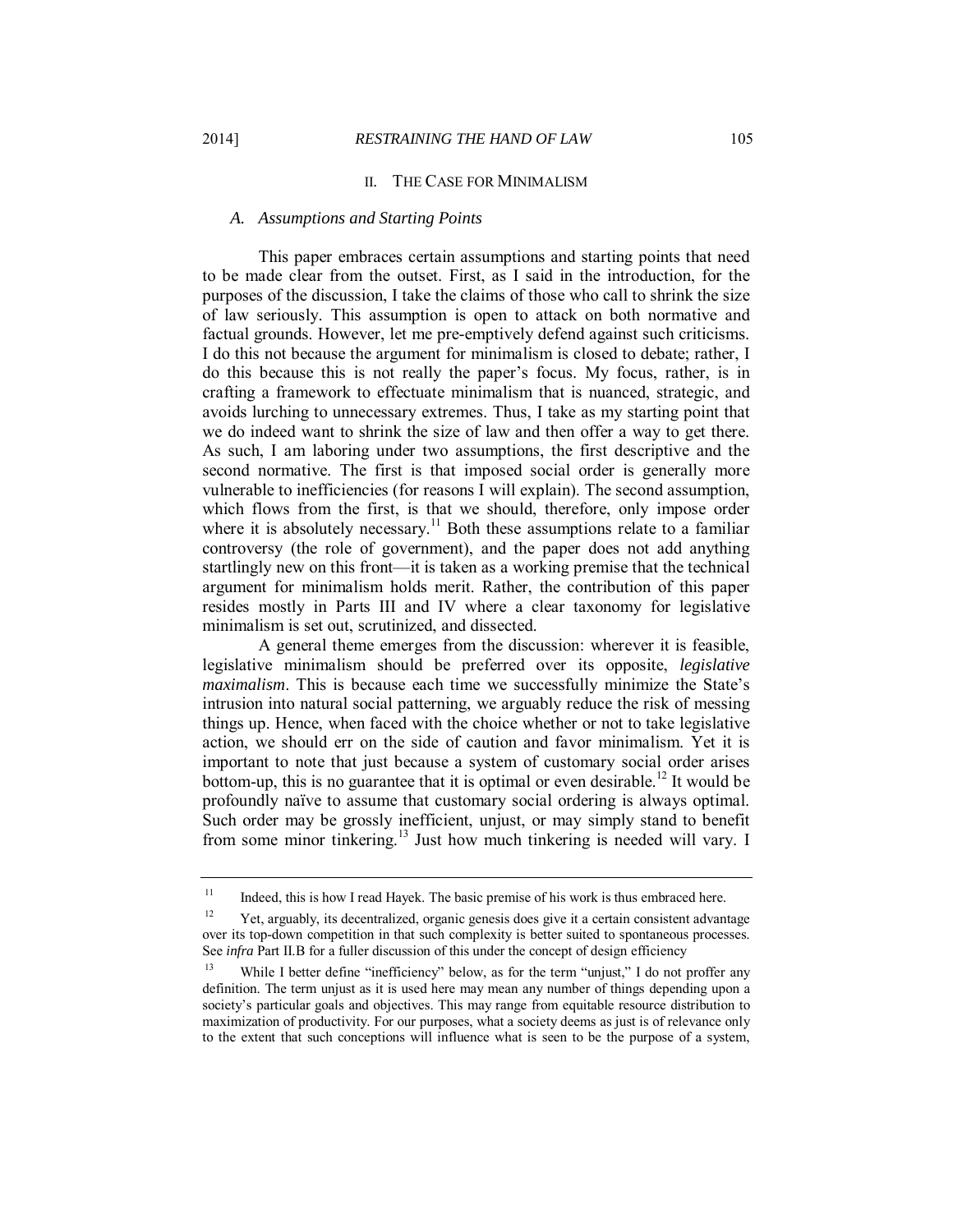## II. THE CASE FOR MINIMALISM

### *A. Assumptions and Starting Points*

This paper embraces certain assumptions and starting points that need to be made clear from the outset. First, as I said in the introduction, for the purposes of the discussion, I take the claims of those who call to shrink the size of law seriously. This assumption is open to attack on both normative and factual grounds. However, let me pre-emptively defend against such criticisms. I do this not because the argument for minimalism is closed to debate; rather, I do this because this is not really the paper's focus. My focus, rather, is in crafting a framework to effectuate minimalism that is nuanced, strategic, and avoids lurching to unnecessary extremes. Thus, I take as my starting point that we do indeed want to shrink the size of law and then offer a way to get there. As such, I am laboring under two assumptions, the first descriptive and the second normative. The first is that imposed social order is generally more vulnerable to inefficiencies (for reasons I will explain). The second assumption, which flows from the first, is that we should, therefore, only impose order where it is absolutely necessary.[11] Both these assumptions relate to a familiar controversy (the role of government), and the paper does not add anything startlingly new on this front—it is taken as a working premise that the technical argument for minimalism holds merit. Rather, the contribution of this paper resides mostly in Parts III and IV where a clear taxonomy for legislative minimalism is set out, scrutinized, and dissected.

A general theme emerges from the discussion: wherever it is feasible, legislative minimalism should be preferred over its opposite, *legislative maximalism*. This is because each time we successfully minimize the State's intrusion into natural social patterning, we arguably reduce the risk of messing things up. Hence, when faced with the choice whether or not to take legislative action, we should err on the side of caution and favor minimalism. Yet it is important to note that just because a system of customary social order arises bottom-up, this is no guarantee that it is optimal or even desirable.[12] It would be profoundly naïve to assume that customary social ordering is always optimal. Such order may be grossly inefficient, unjust, or may simply stand to benefit from some minor tinkering.[13] Just how much tinkering is needed will vary. I

---

[11] Indeed, this is how I read Hayek. The basic premise of his work is thus embraced here.

[12] Yet, arguably, its decentralized, organic genesis does give it a certain consistent advantage over its top-down competition in that such complexity is better suited to spontaneous processes. See *infra* Part II.B for a fuller discussion of this under the concept of design efficiency

[13] While I better define "inefficiency" below, as for the term "unjust," I do not proffer any definition. The term unjust as it is used here may mean any number of things depending upon a society's particular goals and objectives. This may range from equitable resource distribution to maximization of productivity. For our purposes, what a society deems as just is of relevance only to the extent that such conceptions will influence what is seen to be the purpose of a system,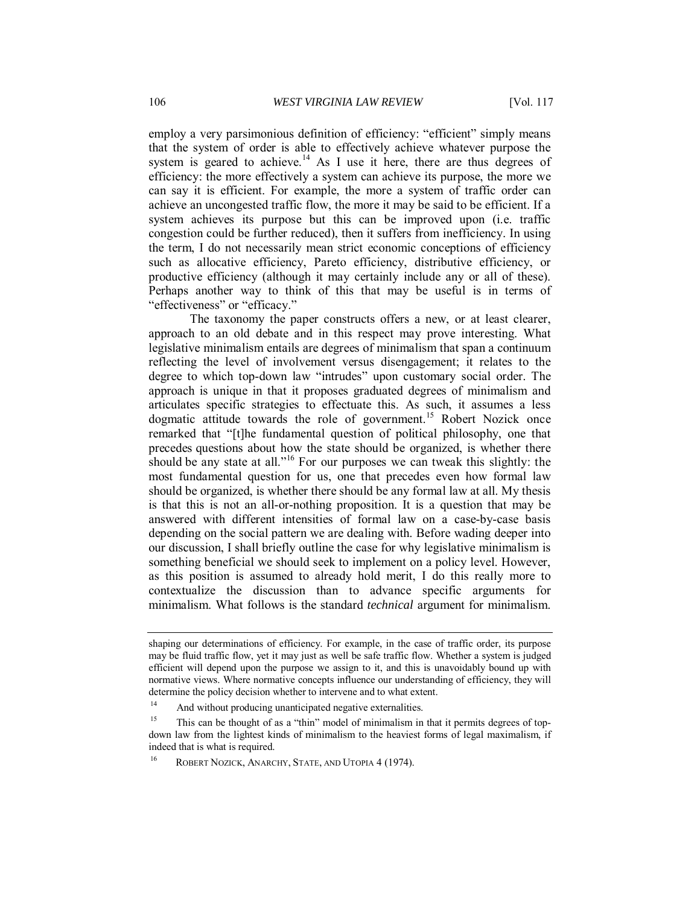employ a very parsimonious definition of efficiency: "efficient" simply means that the system of order is able to effectively achieve whatever purpose the system is geared to achieve.[14] As I use it here, there are thus degrees of efficiency: the more effectively a system can achieve its purpose, the more we can say it is efficient. For example, the more a system of traffic order can achieve an uncongested traffic flow, the more it may be said to be efficient. If a system achieves its purpose but this can be improved upon (i.e. traffic congestion could be further reduced), then it suffers from inefficiency. In using the term, I do not necessarily mean strict economic conceptions of efficiency such as allocative efficiency, Pareto efficiency, distributive efficiency, or productive efficiency (although it may certainly include any or all of these). Perhaps another way to think of this that may be useful is in terms of "effectiveness" or "efficacy."

The taxonomy the paper constructs offers a new, or at least clearer, approach to an old debate and in this respect may prove interesting. What legislative minimalism entails are degrees of minimalism that span a continuum reflecting the level of involvement versus disengagement; it relates to the degree to which top-down law "intrudes" upon customary social order. The approach is unique in that it proposes graduated degrees of minimalism and articulates specific strategies to effectuate this. As such, it assumes a less dogmatic attitude towards the role of government.[15] Robert Nozick once remarked that "[t]he fundamental question of political philosophy, one that precedes questions about how the state should be organized, is whether there should be any state at all."[16] For our purposes we can tweak this slightly: the most fundamental question for us, one that precedes even how formal law should be organized, is whether there should be any formal law at all. My thesis is that this is not an all-or-nothing proposition. It is a question that may be answered with different intensities of formal law on a case-by-case basis depending on the social pattern we are dealing with. Before wading deeper into our discussion, I shall briefly outline the case for why legislative minimalism is something beneficial we should seek to implement on a policy level. However, as this position is assumed to already hold merit, I do this really more to contextualize the discussion than to advance specific arguments for minimalism. What follows is the standard *technical* argument for minimalism.

---

shaping our determinations of efficiency. For example, in the case of traffic order, its purpose may be fluid traffic flow, yet it may just as well be safe traffic flow. Whether a system is judged efficient will depend upon the purpose we assign to it, and this is unavoidably bound up with normative views. Where normative concepts influence our understanding of efficiency, they will determine the policy decision whether to intervene and to what extent.

[14] And without producing unanticipated negative externalities.

[15] This can be thought of as a "thin" model of minimalism in that it permits degrees of top-down law from the lightest kinds of minimalism to the heaviest forms of legal maximalism, if indeed that is what is required.

[16] ROBERT NOZICK, ANARCHY, STATE, AND UTOPIA 4 (1974).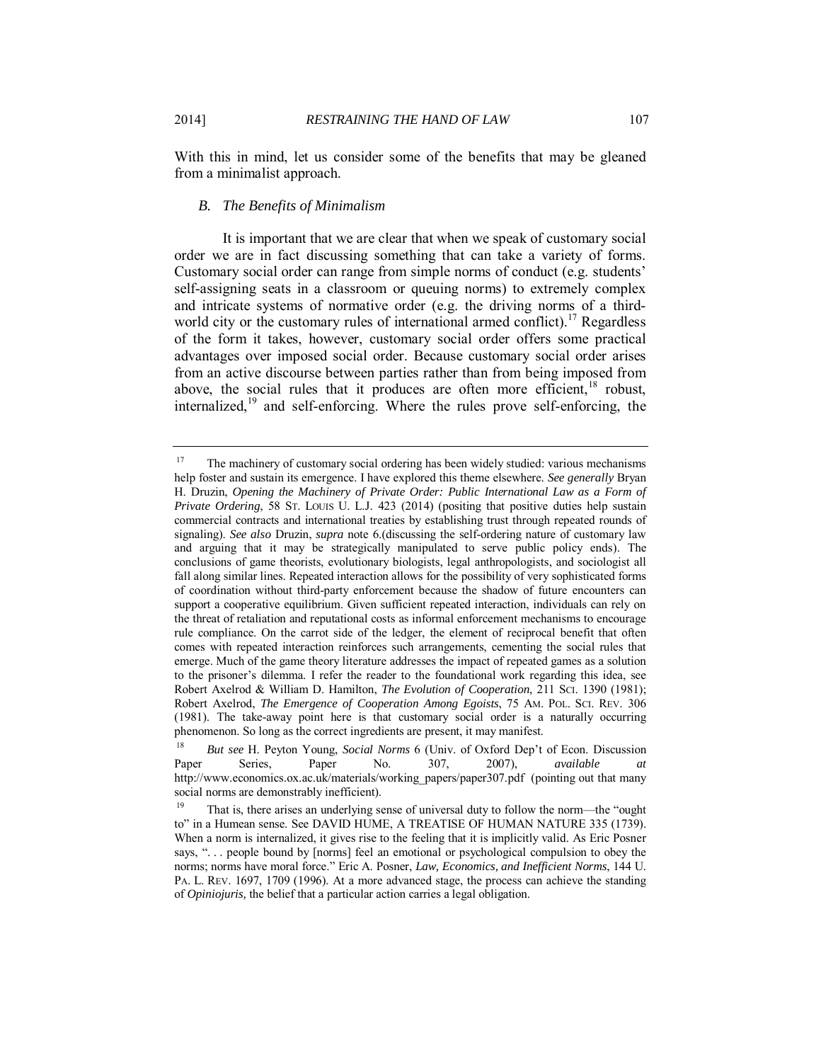With this in mind, let us consider some of the benefits that may be gleaned from a minimalist approach.

### *B. The Benefits of Minimalism*

It is important that we are clear that when we speak of customary social order we are in fact discussing something that can take a variety of forms. Customary social order can range from simple norms of conduct (e.g. students' self-assigning seats in a classroom or queuing norms) to extremely complex and intricate systems of normative order (e.g. the driving norms of a third-world city or the customary rules of international armed conflict).[17] Regardless of the form it takes, however, customary social order offers some practical advantages over imposed social order. Because customary social order arises from an active discourse between parties rather than from being imposed from above, the social rules that it produces are often more efficient,[18] robust, internalized,[19] and self-enforcing. Where the rules prove self-enforcing, the

---

[17] The machinery of customary social ordering has been widely studied: various mechanisms help foster and sustain its emergence. I have explored this theme elsewhere. *See generally* Bryan H. Druzin, *Opening the Machinery of Private Order: Public International Law as a Form of Private Ordering*, 58 ST. LOUIS U. L.J. 423 (2014) (positing that positive duties help sustain commercial contracts and international treaties by establishing trust through repeated rounds of signaling). *See also* Druzin, *supra* note 6.(discussing the self-ordering nature of customary law and arguing that it may be strategically manipulated to serve public policy ends). The conclusions of game theorists, evolutionary biologists, legal anthropologists, and sociologist all fall along similar lines. Repeated interaction allows for the possibility of very sophisticated forms of coordination without third-party enforcement because the shadow of future encounters can support a cooperative equilibrium. Given sufficient repeated interaction, individuals can rely on the threat of retaliation and reputational costs as informal enforcement mechanisms to encourage rule compliance. On the carrot side of the ledger, the element of reciprocal benefit that often comes with repeated interaction reinforces such arrangements, cementing the social rules that emerge. Much of the game theory literature addresses the impact of repeated games as a solution to the prisoner's dilemma. I refer the reader to the foundational work regarding this idea, see Robert Axelrod & William D. Hamilton, *The Evolution of Cooperation*, 211 SCI. 1390 (1981); Robert Axelrod, *The Emergence of Cooperation Among Egoists*, 75 AM. POL. SCI. REV. 306 (1981). The take-away point here is that customary social order is a naturally occurring phenomenon. So long as the correct ingredients are present, it may manifest.

[18] *But see* H. Peyton Young, *Social Norms* 6 (Univ. of Oxford Dep't of Econ. Discussion Paper Series, Paper No. 307, 2007), *available at* http://www.economics.ox.ac.uk/materials/working_papers/paper307.pdf (pointing out that many social norms are demonstrably inefficient).

[19] That is, there arises an underlying sense of universal duty to follow the norm—the "ought to" in a Humean sense. See DAVID HUME, A TREATISE OF HUMAN NATURE 335 (1739). When a norm is internalized, it gives rise to the feeling that it is implicitly valid. As Eric Posner says, ". . . people bound by [norms] feel an emotional or psychological compulsion to obey the norms; norms have moral force." Eric A. Posner, *Law, Economics, and Inefficient Norms*, 144 U. PA. L. REV. 1697, 1709 (1996). At a more advanced stage, the process can achieve the standing of *Opiniojuris,* the belief that a particular action carries a legal obligation.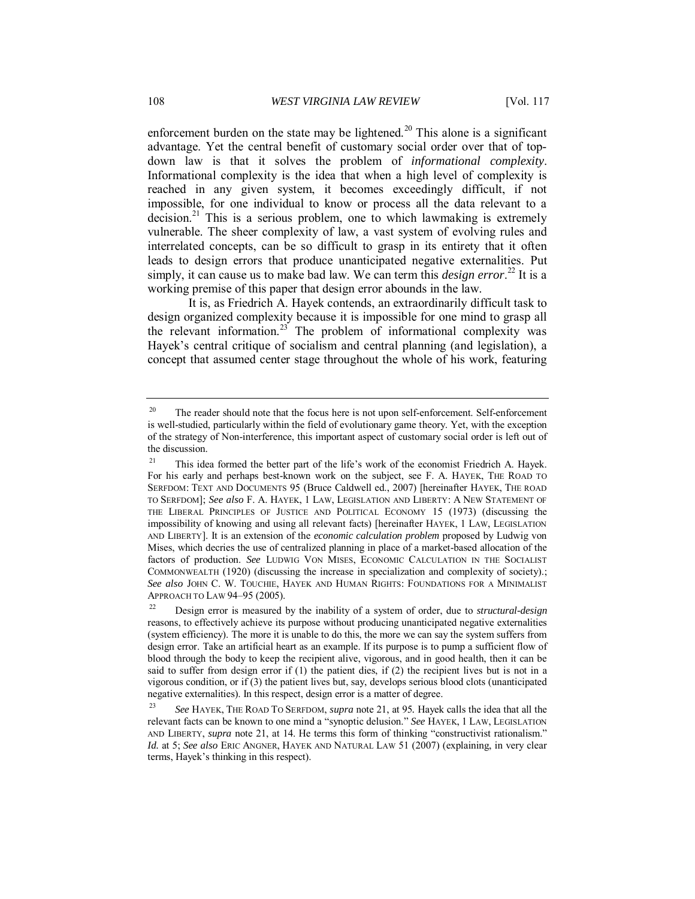enforcement burden on the state may be lightened.[20] This alone is a significant advantage. Yet the central benefit of customary social order over that of top-down law is that it solves the problem of *informational complexity*. Informational complexity is the idea that when a high level of complexity is reached in any given system, it becomes exceedingly difficult, if not impossible, for one individual to know or process all the data relevant to a decision.[21] This is a serious problem, one to which lawmaking is extremely vulnerable. The sheer complexity of law, a vast system of evolving rules and interrelated concepts, can be so difficult to grasp in its entirety that it often leads to design errors that produce unanticipated negative externalities. Put simply, it can cause us to make bad law. We can term this *design error*.[22] It is a working premise of this paper that design error abounds in the law.

It is, as Friedrich A. Hayek contends, an extraordinarily difficult task to design organized complexity because it is impossible for one mind to grasp all the relevant information.[23] The problem of informational complexity was Hayek's central critique of socialism and central planning (and legislation), a concept that assumed center stage throughout the whole of his work, featuring

---

[20] The reader should note that the focus here is not upon self-enforcement. Self-enforcement is well-studied, particularly within the field of evolutionary game theory. Yet, with the exception of the strategy of Non-interference, this important aspect of customary social order is left out of the discussion.

[21] This idea formed the better part of the life's work of the economist Friedrich A. Hayek. For his early and perhaps best-known work on the subject, see F. A. HAYEK, THE ROAD TO SERFDOM: TEXT AND DOCUMENTS 95 (Bruce Caldwell ed., 2007) [hereinafter HAYEK, THE ROAD TO SERFDOM]; *See also* F. A. HAYEK, 1 LAW, LEGISLATION AND LIBERTY: A NEW STATEMENT OF THE LIBERAL PRINCIPLES OF JUSTICE AND POLITICAL ECONOMY 15 (1973) (discussing the impossibility of knowing and using all relevant facts) [hereinafter HAYEK, 1 LAW, LEGISLATION AND LIBERTY]. It is an extension of the *economic calculation problem* proposed by Ludwig von Mises, which decries the use of centralized planning in place of a market-based allocation of the factors of production. *See* LUDWIG VON MISES, ECONOMIC CALCULATION IN THE SOCIALIST COMMONWEALTH (1920) (discussing the increase in specialization and complexity of society).; *See also* JOHN C. W. TOUCHIE, HAYEK AND HUMAN RIGHTS: FOUNDATIONS FOR A MINIMALIST APPROACH TO LAW 94–95 (2005).

[22] Design error is measured by the inability of a system of order, due to *structural-design* reasons, to effectively achieve its purpose without producing unanticipated negative externalities (system efficiency). The more it is unable to do this, the more we can say the system suffers from design error. Take an artificial heart as an example. If its purpose is to pump a sufficient flow of blood through the body to keep the recipient alive, vigorous, and in good health, then it can be said to suffer from design error if (1) the patient dies, if (2) the recipient lives but is not in a vigorous condition, or if (3) the patient lives but, say, develops serious blood clots (unanticipated negative externalities). In this respect, design error is a matter of degree.

[23] *See* HAYEK, THE ROAD TO SERFDOM, *supra* note 21, at 95. Hayek calls the idea that all the relevant facts can be known to one mind a "synoptic delusion." *See* HAYEK, 1 LAW, LEGISLATION AND LIBERTY, *supra* note 21, at 14. He terms this form of thinking "constructivist rationalism." *Id.* at 5; *See also* ERIC ANGNER, HAYEK AND NATURAL LAW 51 (2007) (explaining, in very clear terms, Hayek's thinking in this respect).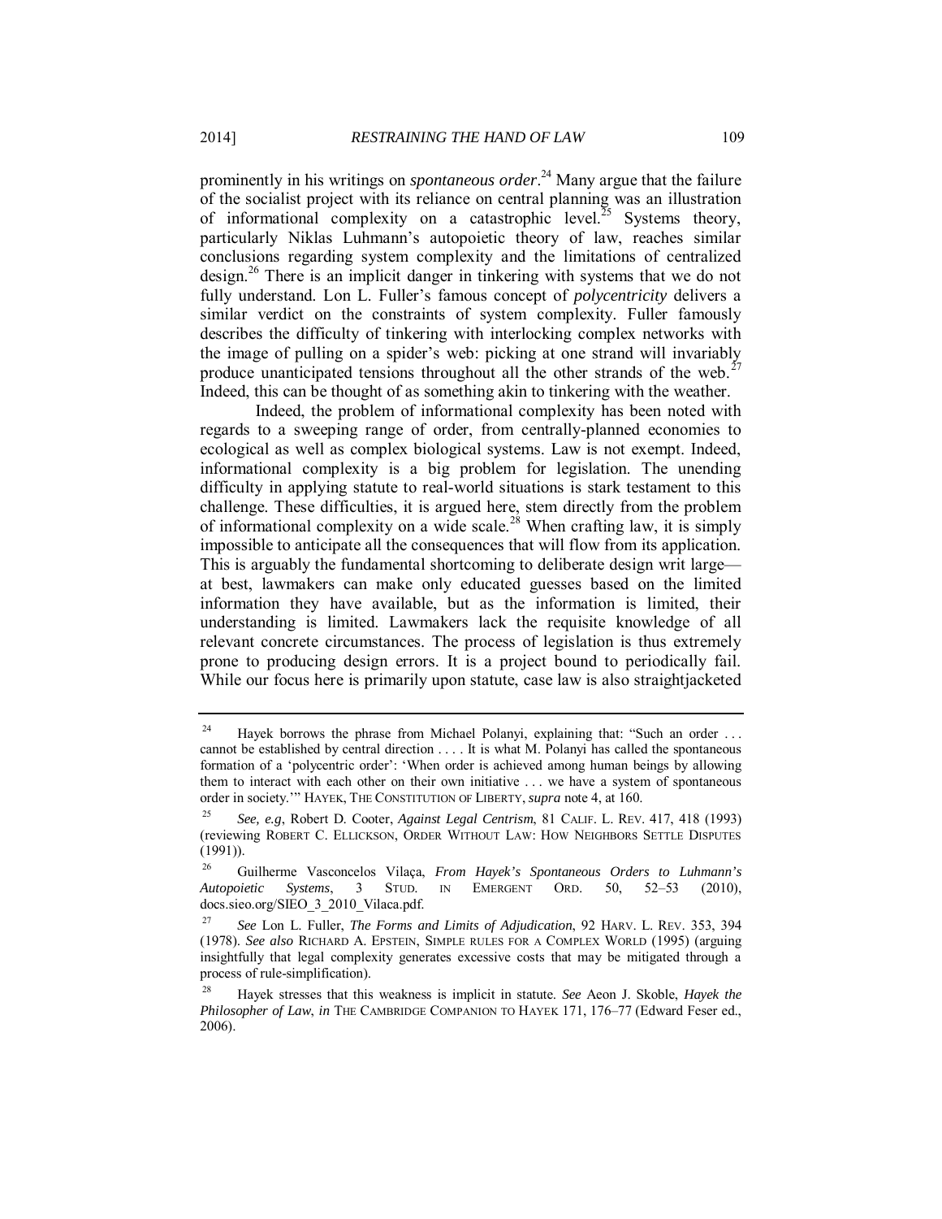prominently in his writings on *spontaneous order*.[24] Many argue that the failure of the socialist project with its reliance on central planning was an illustration of informational complexity on a catastrophic level.[25] Systems theory, particularly Niklas Luhmann's autopoietic theory of law, reaches similar conclusions regarding system complexity and the limitations of centralized design.[26] There is an implicit danger in tinkering with systems that we do not fully understand. Lon L. Fuller's famous concept of *polycentricity* delivers a similar verdict on the constraints of system complexity. Fuller famously describes the difficulty of tinkering with interlocking complex networks with the image of pulling on a spider's web: picking at one strand will invariably produce unanticipated tensions throughout all the other strands of the web.[27] Indeed, this can be thought of as something akin to tinkering with the weather.

Indeed, the problem of informational complexity has been noted with regards to a sweeping range of order, from centrally-planned economies to ecological as well as complex biological systems. Law is not exempt. Indeed, informational complexity is a big problem for legislation. The unending difficulty in applying statute to real-world situations is stark testament to this challenge. These difficulties, it is argued here, stem directly from the problem of informational complexity on a wide scale.[28] When crafting law, it is simply impossible to anticipate all the consequences that will flow from its application. This is arguably the fundamental shortcoming to deliberate design writ large—at best, lawmakers can make only educated guesses based on the limited information they have available, but as the information is limited, their understanding is limited. Lawmakers lack the requisite knowledge of all relevant concrete circumstances. The process of legislation is thus extremely prone to producing design errors. It is a project bound to periodically fail. While our focus here is primarily upon statute, case law is also straightjacketed

---

[24] Hayek borrows the phrase from Michael Polanyi, explaining that: "Such an order . . . cannot be established by central direction . . . . It is what M. Polanyi has called the spontaneous formation of a 'polycentric order': 'When order is achieved among human beings by allowing them to interact with each other on their own initiative . . . we have a system of spontaneous order in society.'" HAYEK, THE CONSTITUTION OF LIBERTY, *supra* note 4, at 160.

[25] *See, e.g*, Robert D. Cooter, *Against Legal Centrism*, 81 CALIF. L. REV. 417, 418 (1993) (reviewing ROBERT C. ELLICKSON, ORDER WITHOUT LAW: HOW NEIGHBORS SETTLE DISPUTES (1991)).

[26] Guilherme Vasconcelos Vilaça, *From Hayek's Spontaneous Orders to Luhmann's Autopoietic Systems*, 3 STUD. IN EMERGENT ORD. 50, 52–53 (2010), docs.sieo.org/SIEO_3_2010_Vilaca.pdf.

[27] *See* Lon L. Fuller, *The Forms and Limits of Adjudication*, 92 HARV. L. REV. 353, 394 (1978). *See also* RICHARD A. EPSTEIN, SIMPLE RULES FOR A COMPLEX WORLD (1995) (arguing insightfully that legal complexity generates excessive costs that may be mitigated through a process of rule-simplification).

[28] Hayek stresses that this weakness is implicit in statute. *See* Aeon J. Skoble, *Hayek the Philosopher of Law*, *in* THE CAMBRIDGE COMPANION TO HAYEK 171, 176–77 (Edward Feser ed., 2006).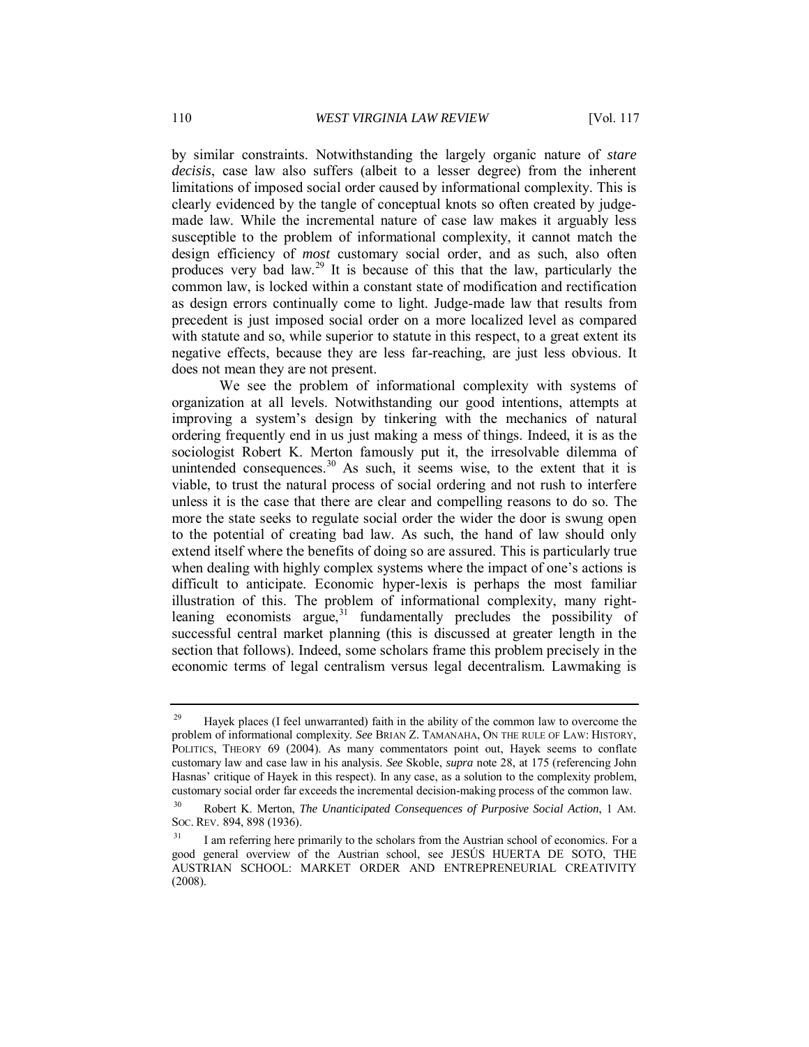by similar constraints. Notwithstanding the largely organic nature of *stare decisis*, case law also suffers (albeit to a lesser degree) from the inherent limitations of imposed social order caused by informational complexity. This is clearly evidenced by the tangle of conceptual knots so often created by judge-made law. While the incremental nature of case law makes it arguably less susceptible to the problem of informational complexity, it cannot match the design efficiency of *most* customary social order, and as such, also often produces very bad law.[29] It is because of this that the law, particularly the common law, is locked within a constant state of modification and rectification as design errors continually come to light. Judge-made law that results from precedent is just imposed social order on a more localized level as compared with statute and so, while superior to statute in this respect, to a great extent its negative effects, because they are less far-reaching, are just less obvious. It does not mean they are not present.

We see the problem of informational complexity with systems of organization at all levels. Notwithstanding our good intentions, attempts at improving a system's design by tinkering with the mechanics of natural ordering frequently end in us just making a mess of things. Indeed, it is as the sociologist Robert K. Merton famously put it, the irresolvable dilemma of unintended consequences.[30] As such, it seems wise, to the extent that it is viable, to trust the natural process of social ordering and not rush to interfere unless it is the case that there are clear and compelling reasons to do so. The more the state seeks to regulate social order the wider the door is swung open to the potential of creating bad law. As such, the hand of law should only extend itself where the benefits of doing so are assured. This is particularly true when dealing with highly complex systems where the impact of one's actions is difficult to anticipate. Economic hyper-lexis is perhaps the most familiar illustration of this. The problem of informational complexity, many right-leaning economists argue,[31] fundamentally precludes the possibility of successful central market planning (this is discussed at greater length in the section that follows). Indeed, some scholars frame this problem precisely in the economic terms of legal centralism versus legal decentralism. Lawmaking is

---

[29] Hayek places (I feel unwarranted) faith in the ability of the common law to overcome the problem of informational complexity. *See* BRIAN Z. TAMANAHA, ON THE RULE OF LAW: HISTORY, POLITICS, THEORY 69 (2004). As many commentators point out, Hayek seems to conflate customary law and case law in his analysis. *See* Skoble, *supra* note 28, at 175 (referencing John Hasnas' critique of Hayek in this respect). In any case, as a solution to the complexity problem, customary social order far exceeds the incremental decision-making process of the common law.

[30] Robert K. Merton, *The Unanticipated Consequences of Purposive Social Action*, 1 AM. SOC. REV. 894, 898 (1936).

[31] I am referring here primarily to the scholars from the Austrian school of economics. For a good general overview of the Austrian school, see JESÚS HUERTA DE SOTO, THE AUSTRIAN SCHOOL: MARKET ORDER AND ENTREPRENEURIAL CREATIVITY (2008).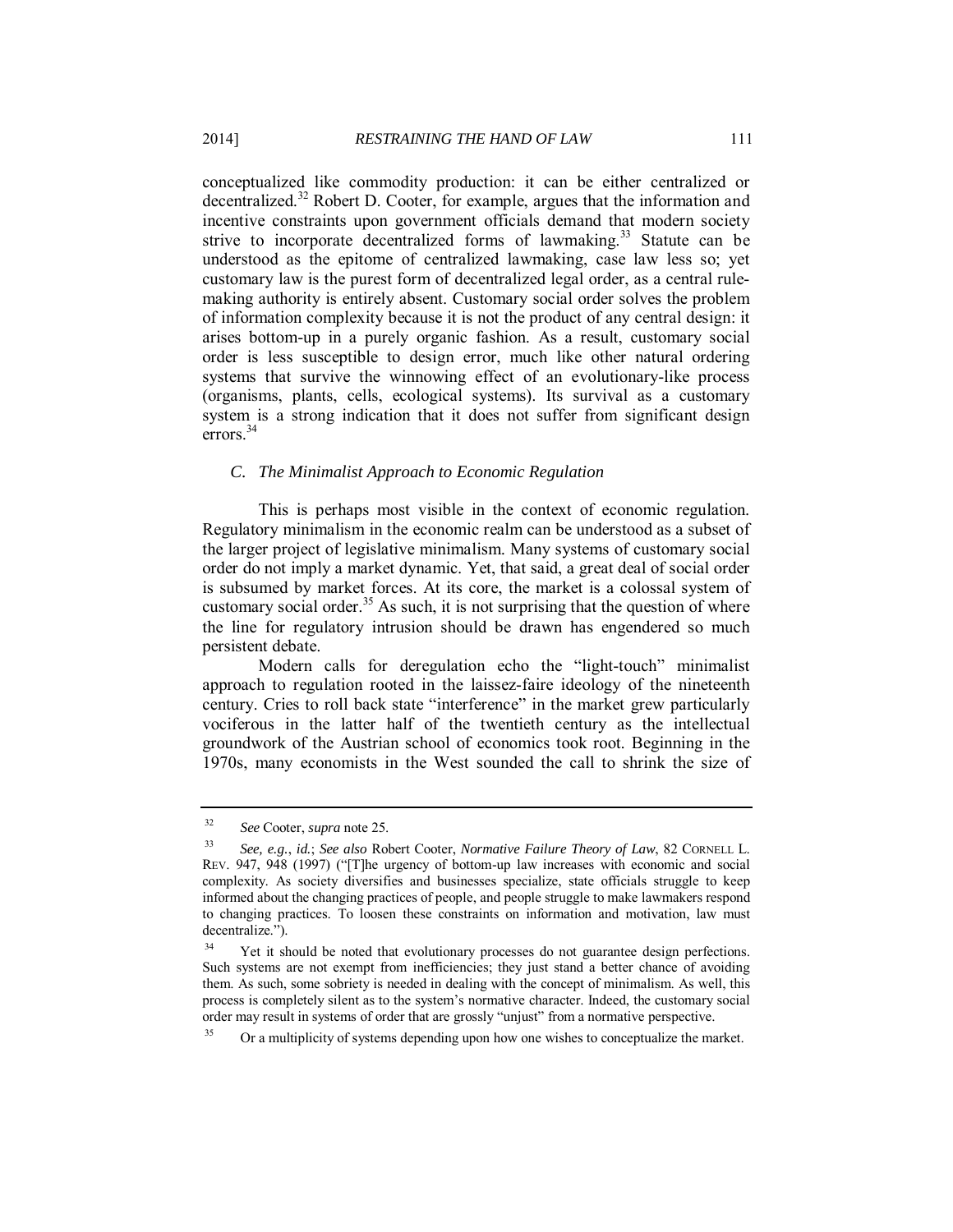conceptualized like commodity production: it can be either centralized or decentralized.[32] Robert D. Cooter, for example, argues that the information and incentive constraints upon government officials demand that modern society strive to incorporate decentralized forms of lawmaking.[33] Statute can be understood as the epitome of centralized lawmaking, case law less so; yet customary law is the purest form of decentralized legal order, as a central rule-making authority is entirely absent. Customary social order solves the problem of information complexity because it is not the product of any central design: it arises bottom-up in a purely organic fashion. As a result, customary social order is less susceptible to design error, much like other natural ordering systems that survive the winnowing effect of an evolutionary-like process (organisms, plants, cells, ecological systems). Its survival as a customary system is a strong indication that it does not suffer from significant design errors.[34]

### *C. The Minimalist Approach to Economic Regulation*

This is perhaps most visible in the context of economic regulation. Regulatory minimalism in the economic realm can be understood as a subset of the larger project of legislative minimalism. Many systems of customary social order do not imply a market dynamic. Yet, that said, a great deal of social order is subsumed by market forces. At its core, the market is a colossal system of customary social order.[35] As such, it is not surprising that the question of where the line for regulatory intrusion should be drawn has engendered so much persistent debate.

Modern calls for deregulation echo the "light-touch" minimalist approach to regulation rooted in the laissez-faire ideology of the nineteenth century. Cries to roll back state "interference" in the market grew particularly vociferous in the latter half of the twentieth century as the intellectual groundwork of the Austrian school of economics took root. Beginning in the 1970s, many economists in the West sounded the call to shrink the size of

---

[32] *See* Cooter, *supra* note 25.

[33] *See, e.g.*, *id.*; *See also* Robert Cooter, *Normative Failure Theory of Law*, 82 CORNELL L. REV. 947, 948 (1997) ("[T]he urgency of bottom-up law increases with economic and social complexity. As society diversifies and businesses specialize, state officials struggle to keep informed about the changing practices of people, and people struggle to make lawmakers respond to changing practices. To loosen these constraints on information and motivation, law must decentralize.").

[34] Yet it should be noted that evolutionary processes do not guarantee design perfections. Such systems are not exempt from inefficiencies; they just stand a better chance of avoiding them. As such, some sobriety is needed in dealing with the concept of minimalism. As well, this process is completely silent as to the system's normative character. Indeed, the customary social order may result in systems of order that are grossly "unjust" from a normative perspective.

[35] Or a multiplicity of systems depending upon how one wishes to conceptualize the market.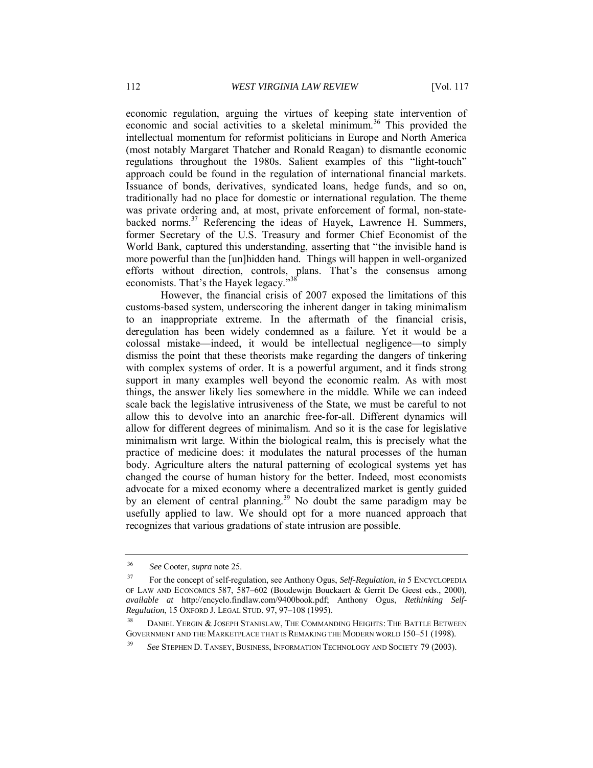economic regulation, arguing the virtues of keeping state intervention of economic and social activities to a skeletal minimum.[36] This provided the intellectual momentum for reformist politicians in Europe and North America (most notably Margaret Thatcher and Ronald Reagan) to dismantle economic regulations throughout the 1980s. Salient examples of this "light-touch" approach could be found in the regulation of international financial markets. Issuance of bonds, derivatives, syndicated loans, hedge funds, and so on, traditionally had no place for domestic or international regulation. The theme was private ordering and, at most, private enforcement of formal, non-state-backed norms.[37] Referencing the ideas of Hayek, Lawrence H. Summers, former Secretary of the U.S. Treasury and former Chief Economist of the World Bank, captured this understanding, asserting that "the invisible hand is more powerful than the [un]hidden hand. Things will happen in well-organized efforts without direction, controls, plans. That's the consensus among economists. That's the Hayek legacy."[38]

However, the financial crisis of 2007 exposed the limitations of this customs-based system, underscoring the inherent danger in taking minimalism to an inappropriate extreme. In the aftermath of the financial crisis, deregulation has been widely condemned as a failure. Yet it would be a colossal mistake—indeed, it would be intellectual negligence—to simply dismiss the point that these theorists make regarding the dangers of tinkering with complex systems of order. It is a powerful argument, and it finds strong support in many examples well beyond the economic realm. As with most things, the answer likely lies somewhere in the middle. While we can indeed scale back the legislative intrusiveness of the State, we must be careful to not allow this to devolve into an anarchic free-for-all. Different dynamics will allow for different degrees of minimalism. And so it is the case for legislative minimalism writ large. Within the biological realm, this is precisely what the practice of medicine does: it modulates the natural processes of the human body. Agriculture alters the natural patterning of ecological systems yet has changed the course of human history for the better. Indeed, most economists advocate for a mixed economy where a decentralized market is gently guided by an element of central planning.[39] No doubt the same paradigm may be usefully applied to law. We should opt for a more nuanced approach that recognizes that various gradations of state intrusion are possible.

---

[36] *See* Cooter, *supra* note 25.

[37] For the concept of self-regulation, see Anthony Ogus, *Self-Regulation*, *in* 5 ENCYCLOPEDIA OF LAW AND ECONOMICS 587, 587–602 (Boudewijn Bouckaert & Gerrit De Geest eds., 2000), *available at* http://encyclo.findlaw.com/9400book.pdf; Anthony Ogus, *Rethinking Self-Regulation*, 15 OXFORD J. LEGAL STUD. 97, 97–108 (1995).

[38] DANIEL YERGIN & JOSEPH STANISLAW, THE COMMANDING HEIGHTS: THE BATTLE BETWEEN GOVERNMENT AND THE MARKETPLACE THAT IS REMAKING THE MODERN WORLD 150–51 (1998).

[39] *See* STEPHEN D. TANSEY, BUSINESS, INFORMATION TECHNOLOGY AND SOCIETY 79 (2003).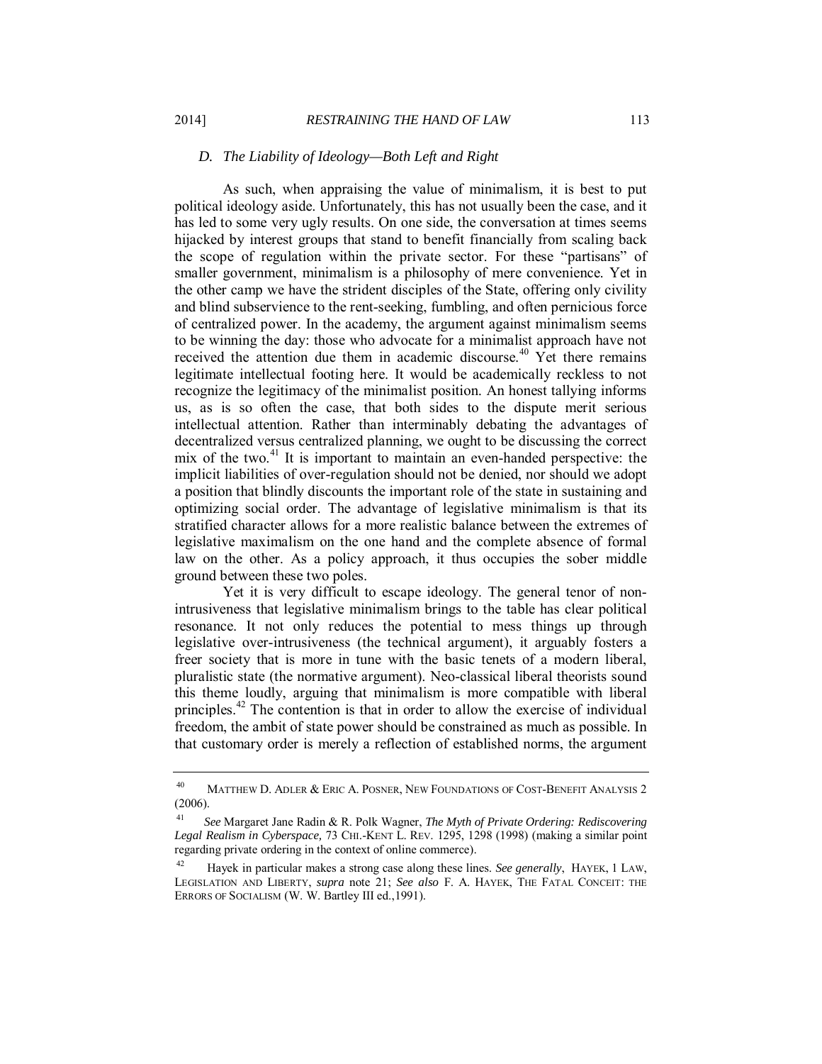### *D. The Liability of Ideology—Both Left and Right*

As such, when appraising the value of minimalism, it is best to put political ideology aside. Unfortunately, this has not usually been the case, and it has led to some very ugly results. On one side, the conversation at times seems hijacked by interest groups that stand to benefit financially from scaling back the scope of regulation within the private sector. For these "partisans" of smaller government, minimalism is a philosophy of mere convenience. Yet in the other camp we have the strident disciples of the State, offering only civility and blind subservience to the rent-seeking, fumbling, and often pernicious force of centralized power. In the academy, the argument against minimalism seems to be winning the day: those who advocate for a minimalist approach have not received the attention due them in academic discourse.[40] Yet there remains legitimate intellectual footing here. It would be academically reckless to not recognize the legitimacy of the minimalist position. An honest tallying informs us, as is so often the case, that both sides to the dispute merit serious intellectual attention. Rather than interminably debating the advantages of decentralized versus centralized planning, we ought to be discussing the correct mix of the two.[41] It is important to maintain an even-handed perspective: the implicit liabilities of over-regulation should not be denied, nor should we adopt a position that blindly discounts the important role of the state in sustaining and optimizing social order. The advantage of legislative minimalism is that its stratified character allows for a more realistic balance between the extremes of legislative maximalism on the one hand and the complete absence of formal law on the other. As a policy approach, it thus occupies the sober middle ground between these two poles.

Yet it is very difficult to escape ideology. The general tenor of non-intrusiveness that legislative minimalism brings to the table has clear political resonance. It not only reduces the potential to mess things up through legislative over-intrusiveness (the technical argument), it arguably fosters a freer society that is more in tune with the basic tenets of a modern liberal, pluralistic state (the normative argument). Neo-classical liberal theorists sound this theme loudly, arguing that minimalism is more compatible with liberal principles.[42] The contention is that in order to allow the exercise of individual freedom, the ambit of state power should be constrained as much as possible. In that customary order is merely a reflection of established norms, the argument

---

[40] MATTHEW D. ADLER & ERIC A. POSNER, NEW FOUNDATIONS OF COST-BENEFIT ANALYSIS 2 (2006).

[41] *See* Margaret Jane Radin & R. Polk Wagner, *The Myth of Private Ordering: Rediscovering Legal Realism in Cyberspace,* 73 CHI.-KENT L. REV. 1295, 1298 (1998) (making a similar point regarding private ordering in the context of online commerce).

[42] Hayek in particular makes a strong case along these lines. *See generally*, HAYEK, 1 LAW, LEGISLATION AND LIBERTY, *supra* note 21; *See also* F. A. HAYEK, THE FATAL CONCEIT: THE ERRORS OF SOCIALISM (W. W. Bartley III ed.,1991).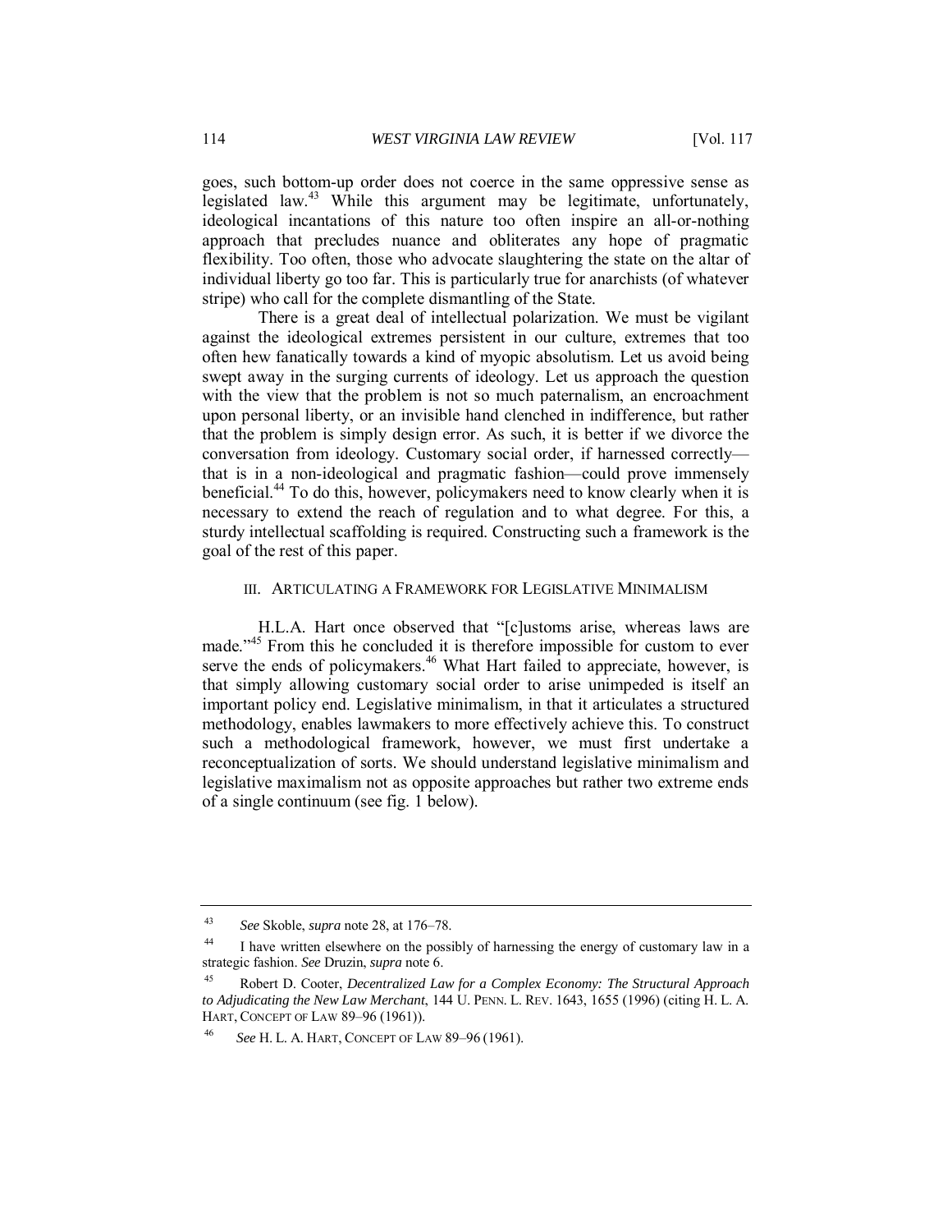goes, such bottom-up order does not coerce in the same oppressive sense as legislated law.[43] While this argument may be legitimate, unfortunately, ideological incantations of this nature too often inspire an all-or-nothing approach that precludes nuance and obliterates any hope of pragmatic flexibility. Too often, those who advocate slaughtering the state on the altar of individual liberty go too far. This is particularly true for anarchists (of whatever stripe) who call for the complete dismantling of the State.

There is a great deal of intellectual polarization. We must be vigilant against the ideological extremes persistent in our culture, extremes that too often hew fanatically towards a kind of myopic absolutism. Let us avoid being swept away in the surging currents of ideology. Let us approach the question with the view that the problem is not so much paternalism, an encroachment upon personal liberty, or an invisible hand clenched in indifference, but rather that the problem is simply design error. As such, it is better if we divorce the conversation from ideology. Customary social order, if harnessed correctly—that is in a non-ideological and pragmatic fashion—could prove immensely beneficial.[44] To do this, however, policymakers need to know clearly when it is necessary to extend the reach of regulation and to what degree. For this, a sturdy intellectual scaffolding is required. Constructing such a framework is the goal of the rest of this paper.

## III. ARTICULATING A FRAMEWORK FOR LEGISLATIVE MINIMALISM

H.L.A. Hart once observed that "[c]ustoms arise, whereas laws are made."[45] From this he concluded it is therefore impossible for custom to ever serve the ends of policymakers.[46] What Hart failed to appreciate, however, is that simply allowing customary social order to arise unimpeded is itself an important policy end. Legislative minimalism, in that it articulates a structured methodology, enables lawmakers to more effectively achieve this. To construct such a methodological framework, however, we must first undertake a reconceptualization of sorts. We should understand legislative minimalism and legislative maximalism not as opposite approaches but rather two extreme ends of a single continuum (see fig. 1 below).

---

[43] *See* Skoble, *supra* note 28, at 176–78.

[44] I have written elsewhere on the possibly of harnessing the energy of customary law in a strategic fashion. *See* Druzin, *supra* note 6.

[45] Robert D. Cooter, *Decentralized Law for a Complex Economy: The Structural Approach to Adjudicating the New Law Merchant*, 144 U. PENN. L. REV. 1643, 1655 (1996) (citing H. L. A. HART, CONCEPT OF LAW 89–96 (1961)).

[46] *See* H. L. A. HART, CONCEPT OF LAW 89–96 (1961).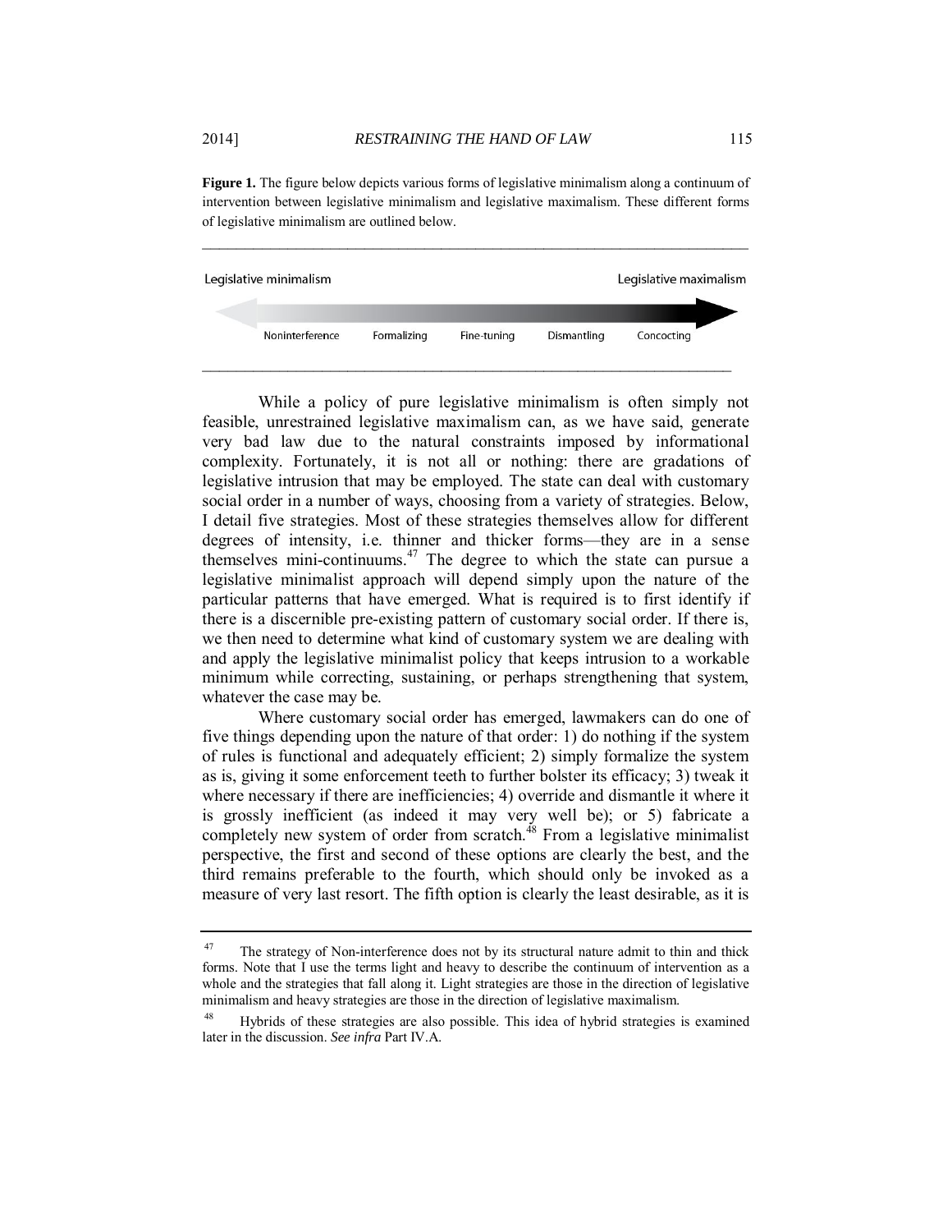**Figure 1.** The figure below depicts various forms of legislative minimalism along a continuum of intervention between legislative minimalism and legislative maximalism. These different forms of legislative minimalism are outlined below.

Legislative minimalism — Legislative maximalism

Noninterference — Formalizing — Fine-tuning — Dismantling — Concocting

While a policy of pure legislative minimalism is often simply not feasible, unrestrained legislative maximalism can, as we have said, generate very bad law due to the natural constraints imposed by informational complexity. Fortunately, it is not all or nothing: there are gradations of legislative intrusion that may be employed. The state can deal with customary social order in a number of ways, choosing from a variety of strategies. Below, I detail five strategies. Most of these strategies themselves allow for different degrees of intensity, i.e. thinner and thicker forms—they are in a sense themselves mini-continuums.[47] The degree to which the state can pursue a legislative minimalist approach will depend simply upon the nature of the particular patterns that have emerged. What is required is to first identify if there is a discernible pre-existing pattern of customary social order. If there is, we then need to determine what kind of customary system we are dealing with and apply the legislative minimalist policy that keeps intrusion to a workable minimum while correcting, sustaining, or perhaps strengthening that system, whatever the case may be.

Where customary social order has emerged, lawmakers can do one of five things depending upon the nature of that order: 1) do nothing if the system of rules is functional and adequately efficient; 2) simply formalize the system as is, giving it some enforcement teeth to further bolster its efficacy; 3) tweak it where necessary if there are inefficiencies; 4) override and dismantle it where it is grossly inefficient (as indeed it may very well be); or 5) fabricate a completely new system of order from scratch.[48] From a legislative minimalist perspective, the first and second of these options are clearly the best, and the third remains preferable to the fourth, which should only be invoked as a measure of very last resort. The fifth option is clearly the least desirable, as it is

---

[47] The strategy of Non-interference does not by its structural nature admit to thin and thick forms. Note that I use the terms light and heavy to describe the continuum of intervention as a whole and the strategies that fall along it. Light strategies are those in the direction of legislative minimalism and heavy strategies are those in the direction of legislative maximalism.

[48] Hybrids of these strategies are also possible. This idea of hybrid strategies is examined later in the discussion. *See infra* Part IV.A.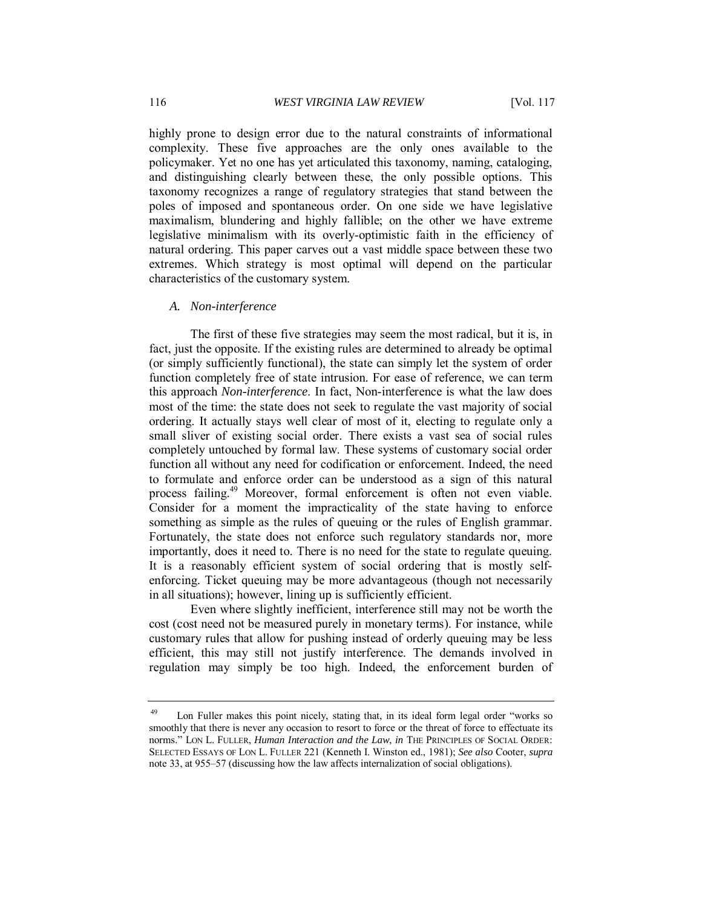highly prone to design error due to the natural constraints of informational complexity. These five approaches are the only ones available to the policymaker. Yet no one has yet articulated this taxonomy, naming, cataloging, and distinguishing clearly between these, the only possible options. This taxonomy recognizes a range of regulatory strategies that stand between the poles of imposed and spontaneous order. On one side we have legislative maximalism, blundering and highly fallible; on the other we have extreme legislative minimalism with its overly-optimistic faith in the efficiency of natural ordering. This paper carves out a vast middle space between these two extremes. Which strategy is most optimal will depend on the particular characteristics of the customary system.

### *A. Non-interference*

The first of these five strategies may seem the most radical, but it is, in fact, just the opposite. If the existing rules are determined to already be optimal (or simply sufficiently functional), the state can simply let the system of order function completely free of state intrusion. For ease of reference, we can term this approach *Non-interference*. In fact, Non-interference is what the law does most of the time: the state does not seek to regulate the vast majority of social ordering. It actually stays well clear of most of it, electing to regulate only a small sliver of existing social order. There exists a vast sea of social rules completely untouched by formal law. These systems of customary social order function all without any need for codification or enforcement. Indeed, the need to formulate and enforce order can be understood as a sign of this natural process failing.[49] Moreover, formal enforcement is often not even viable. Consider for a moment the impracticality of the state having to enforce something as simple as the rules of queuing or the rules of English grammar. Fortunately, the state does not enforce such regulatory standards nor, more importantly, does it need to. There is no need for the state to regulate queuing. It is a reasonably efficient system of social ordering that is mostly self-enforcing. Ticket queuing may be more advantageous (though not necessarily in all situations); however, lining up is sufficiently efficient.

Even where slightly inefficient, interference still may not be worth the cost (cost need not be measured purely in monetary terms). For instance, while customary rules that allow for pushing instead of orderly queuing may be less efficient, this may still not justify interference. The demands involved in regulation may simply be too high. Indeed, the enforcement burden of

---

[49] Lon Fuller makes this point nicely, stating that, in its ideal form legal order "works so smoothly that there is never any occasion to resort to force or the threat of force to effectuate its norms." LON L. FULLER, *Human Interaction and the Law*, *in* THE PRINCIPLES OF SOCIAL ORDER: SELECTED ESSAYS OF LON L. FULLER 221 (Kenneth I. Winston ed., 1981); *See also* Cooter, *supra* note 33, at 955–57 (discussing how the law affects internalization of social obligations).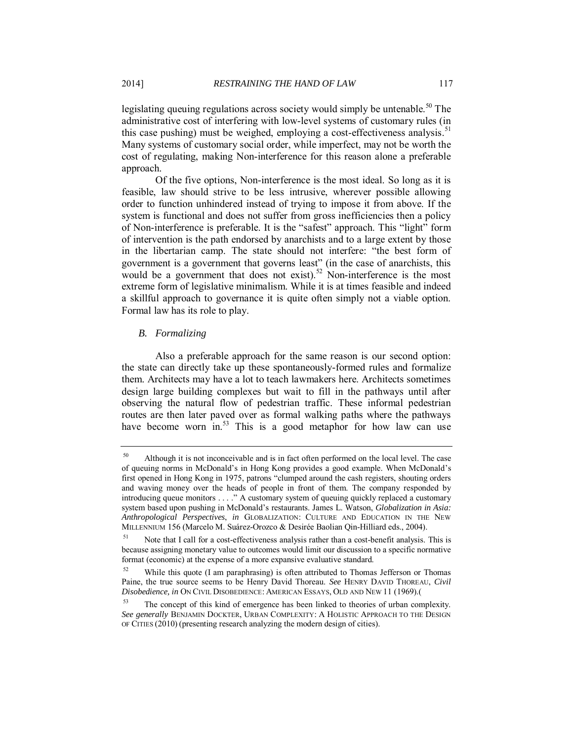legislating queuing regulations across society would simply be untenable.[50] The administrative cost of interfering with low-level systems of customary rules (in this case pushing) must be weighed, employing a cost-effectiveness analysis.[51] Many systems of customary social order, while imperfect, may not be worth the cost of regulating, making Non-interference for this reason alone a preferable approach.

Of the five options, Non-interference is the most ideal. So long as it is feasible, law should strive to be less intrusive, wherever possible allowing order to function unhindered instead of trying to impose it from above. If the system is functional and does not suffer from gross inefficiencies then a policy of Non-interference is preferable. It is the "safest" approach. This "light" form of intervention is the path endorsed by anarchists and to a large extent by those in the libertarian camp. The state should not interfere: "the best form of government is a government that governs least" (in the case of anarchists, this would be a government that does not exist).[52] Non-interference is the most extreme form of legislative minimalism. While it is at times feasible and indeed a skillful approach to governance it is quite often simply not a viable option. Formal law has its role to play.

### *B. Formalizing*

Also a preferable approach for the same reason is our second option: the state can directly take up these spontaneously-formed rules and formalize them. Architects may have a lot to teach lawmakers here. Architects sometimes design large building complexes but wait to fill in the pathways until after observing the natural flow of pedestrian traffic. These informal pedestrian routes are then later paved over as formal walking paths where the pathways have become worn in.[53] This is a good metaphor for how law can use

---

[50] Although it is not inconceivable and is in fact often performed on the local level. The case of queuing norms in McDonald's in Hong Kong provides a good example. When McDonald's first opened in Hong Kong in 1975, patrons "clumped around the cash registers, shouting orders and waving money over the heads of people in front of them. The company responded by introducing queue monitors . . . ." A customary system of queuing quickly replaced a customary system based upon pushing in McDonald's restaurants. James L. Watson, *Globalization in Asia: Anthropological Perspectives*, *in* GLOBALIZATION: CULTURE AND EDUCATION IN THE NEW MILLENNIUM 156 (Marcelo M. Suárez-Orozco & Desirée Baolian Qin-Hilliard eds., 2004).

[51] Note that I call for a cost-effectiveness analysis rather than a cost-benefit analysis. This is because assigning monetary value to outcomes would limit our discussion to a specific normative format (economic) at the expense of a more expansive evaluative standard.

[52] While this quote (I am paraphrasing) is often attributed to Thomas Jefferson or Thomas Paine, the true source seems to be Henry David Thoreau. *See* HENRY DAVID THOREAU, *Civil Disobedience, in* ON CIVIL DISOBEDIENCE: AMERICAN ESSAYS, OLD AND NEW 11 (1969).(

[53] The concept of this kind of emergence has been linked to theories of urban complexity. *See generally* BENJAMIN DOCKTER, URBAN COMPLEXITY: A HOLISTIC APPROACH TO THE DESIGN OF CITIES (2010) (presenting research analyzing the modern design of cities).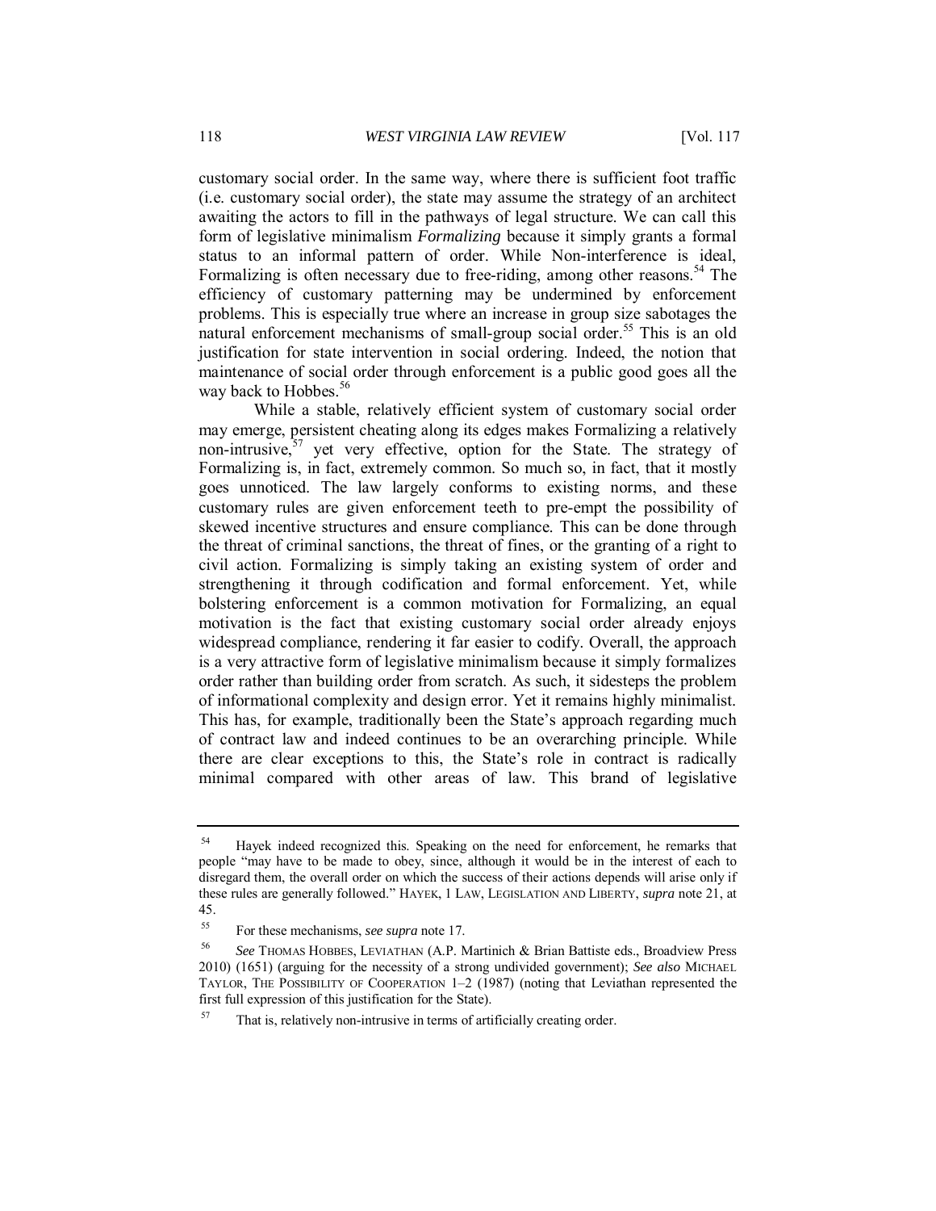customary social order. In the same way, where there is sufficient foot traffic (i.e. customary social order), the state may assume the strategy of an architect awaiting the actors to fill in the pathways of legal structure. We can call this form of legislative minimalism *Formalizing* because it simply grants a formal status to an informal pattern of order. While Non-interference is ideal, Formalizing is often necessary due to free-riding, among other reasons.[54] The efficiency of customary patterning may be undermined by enforcement problems. This is especially true where an increase in group size sabotages the natural enforcement mechanisms of small-group social order.[55] This is an old justification for state intervention in social ordering. Indeed, the notion that maintenance of social order through enforcement is a public good goes all the way back to Hobbes.[56]

While a stable, relatively efficient system of customary social order may emerge, persistent cheating along its edges makes Formalizing a relatively non-intrusive,[57] yet very effective, option for the State. The strategy of Formalizing is, in fact, extremely common. So much so, in fact, that it mostly goes unnoticed. The law largely conforms to existing norms, and these customary rules are given enforcement teeth to pre-empt the possibility of skewed incentive structures and ensure compliance. This can be done through the threat of criminal sanctions, the threat of fines, or the granting of a right to civil action. Formalizing is simply taking an existing system of order and strengthening it through codification and formal enforcement. Yet, while bolstering enforcement is a common motivation for Formalizing, an equal motivation is the fact that existing customary social order already enjoys widespread compliance, rendering it far easier to codify. Overall, the approach is a very attractive form of legislative minimalism because it simply formalizes order rather than building order from scratch. As such, it sidesteps the problem of informational complexity and design error. Yet it remains highly minimalist. This has, for example, traditionally been the State's approach regarding much of contract law and indeed continues to be an overarching principle. While there are clear exceptions to this, the State's role in contract is radically minimal compared with other areas of law. This brand of legislative

---

[54] Hayek indeed recognized this. Speaking on the need for enforcement, he remarks that people "may have to be made to obey, since, although it would be in the interest of each to disregard them, the overall order on which the success of their actions depends will arise only if these rules are generally followed." HAYEK, 1 LAW, LEGISLATION AND LIBERTY, *supra* note 21, at 45.

[55] For these mechanisms, *see supra* note 17.

[56] *See* THOMAS HOBBES, LEVIATHAN (A.P. Martinich & Brian Battiste eds., Broadview Press 2010) (1651) (arguing for the necessity of a strong undivided government); *See also* MICHAEL TAYLOR, THE POSSIBILITY OF COOPERATION 1–2 (1987) (noting that Leviathan represented the first full expression of this justification for the State).

[57] That is, relatively non-intrusive in terms of artificially creating order.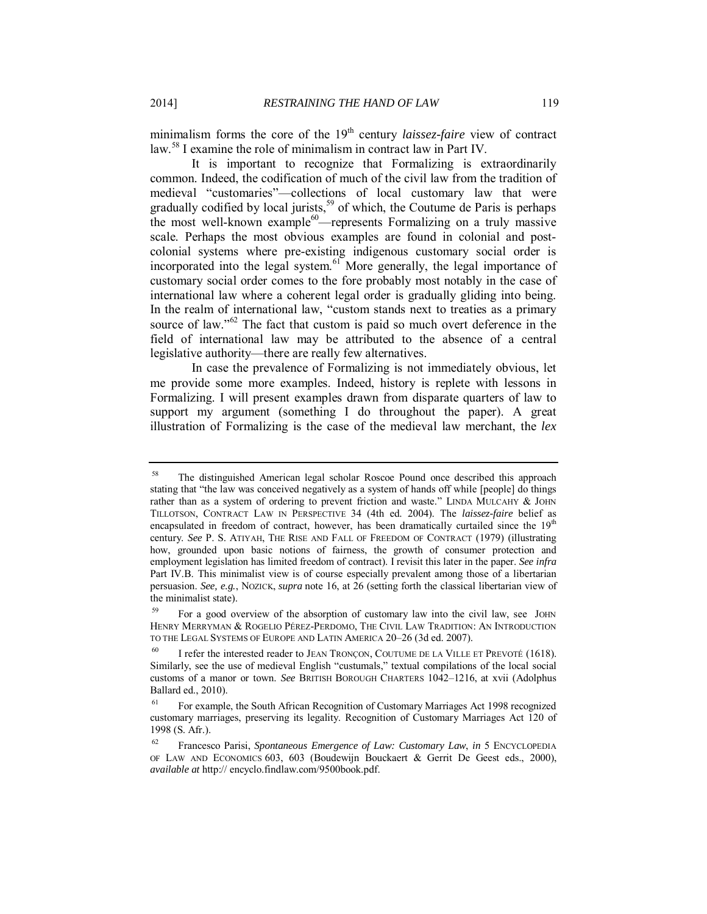minimalism forms the core of the 19th century *laissez-faire* view of contract law.[58] I examine the role of minimalism in contract law in Part IV.

It is important to recognize that Formalizing is extraordinarily common. Indeed, the codification of much of the civil law from the tradition of medieval "customaries"—collections of local customary law that were gradually codified by local jurists,[59] of which, the Coutume de Paris is perhaps the most well-known example[60]—represents Formalizing on a truly massive scale. Perhaps the most obvious examples are found in colonial and post-colonial systems where pre-existing indigenous customary social order is incorporated into the legal system.[61] More generally, the legal importance of customary social order comes to the fore probably most notably in the case of international law where a coherent legal order is gradually gliding into being. In the realm of international law, "custom stands next to treaties as a primary source of law."[62] The fact that custom is paid so much overt deference in the field of international law may be attributed to the absence of a central legislative authority—there are really few alternatives.

In case the prevalence of Formalizing is not immediately obvious, let me provide some more examples. Indeed, history is replete with lessons in Formalizing. I will present examples drawn from disparate quarters of law to support my argument (something I do throughout the paper). A great illustration of Formalizing is the case of the medieval law merchant, the *lex*

---

[58] The distinguished American legal scholar Roscoe Pound once described this approach stating that "the law was conceived negatively as a system of hands off while [people] do things rather than as a system of ordering to prevent friction and waste." LINDA MULCAHY & JOHN TILLOTSON, CONTRACT LAW IN PERSPECTIVE 34 (4th ed. 2004). The *laissez-faire* belief as encapsulated in freedom of contract, however, has been dramatically curtailed since the 19th century. *See* P. S. ATIYAH, THE RISE AND FALL OF FREEDOM OF CONTRACT (1979) (illustrating how, grounded upon basic notions of fairness, the growth of consumer protection and employment legislation has limited freedom of contract). I revisit this later in the paper. *See infra* Part IV.B. This minimalist view is of course especially prevalent among those of a libertarian persuasion. *See, e.g.*, NOZICK, *supra* note 16, at 26 (setting forth the classical libertarian view of the minimalist state).

[59] For a good overview of the absorption of customary law into the civil law, see JOHN HENRY MERRYMAN & ROGELIO PÉREZ-PERDOMO, THE CIVIL LAW TRADITION: AN INTRODUCTION TO THE LEGAL SYSTEMS OF EUROPE AND LATIN AMERICA 20–26 (3d ed. 2007).

[60] I refer the interested reader to JEAN TRONÇON, COUTUME DE LA VILLE ET PREVOTÉ (1618). Similarly, see the use of medieval English "custumals," textual compilations of the local social customs of a manor or town. *See* BRITISH BOROUGH CHARTERS 1042–1216, at xvii (Adolphus Ballard ed., 2010).

[61] For example, the South African Recognition of Customary Marriages Act 1998 recognized customary marriages, preserving its legality. Recognition of Customary Marriages Act 120 of 1998 (S. Afr.).

[62] Francesco Parisi, *Spontaneous Emergence of Law: Customary Law*, *in* 5 ENCYCLOPEDIA OF LAW AND ECONOMICS 603, 603 (Boudewijn Bouckaert & Gerrit De Geest eds., 2000), *available at* http:// encyclo.findlaw.com/9500book.pdf.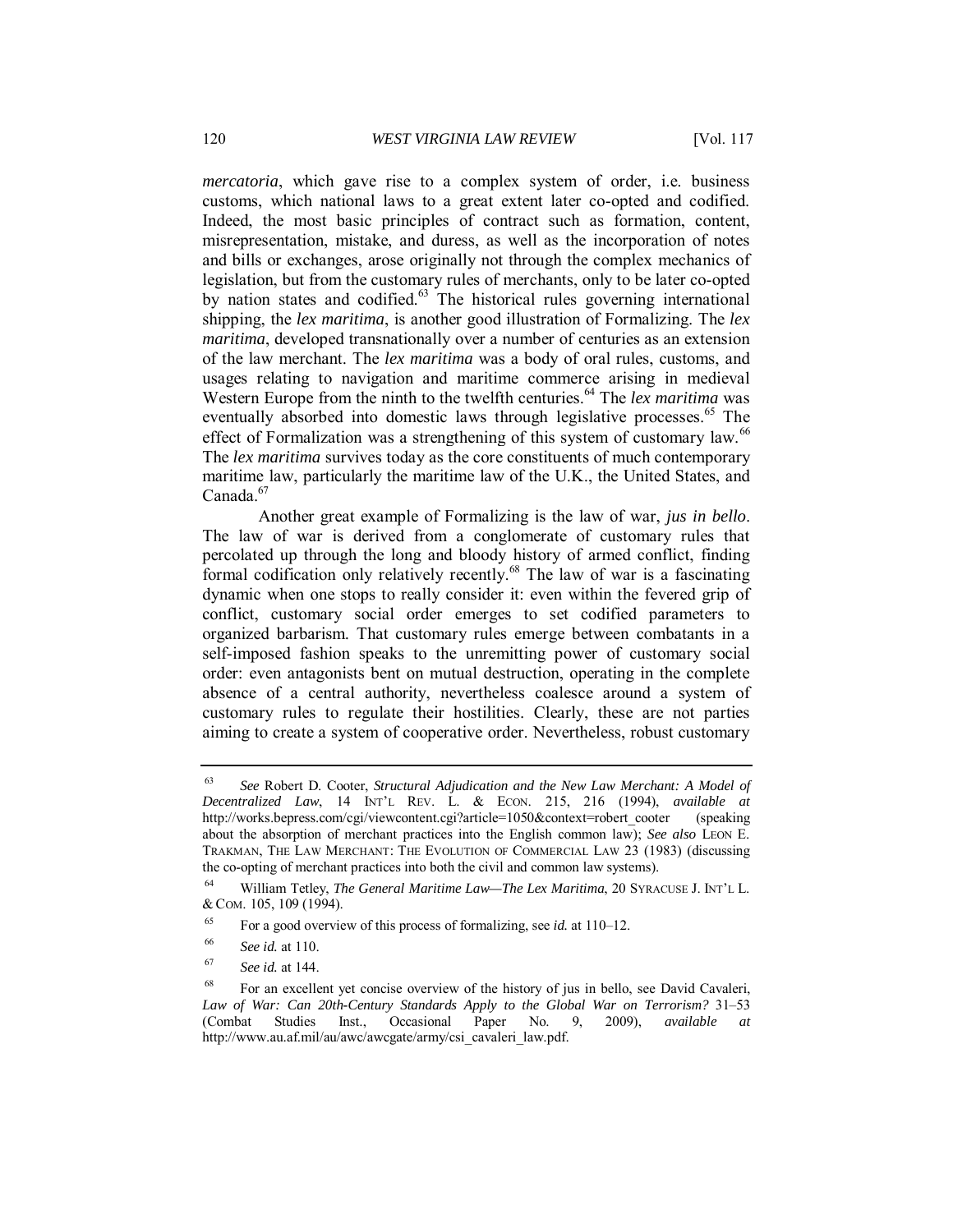*mercatoria*, which gave rise to a complex system of order, i.e. business customs, which national laws to a great extent later co-opted and codified. Indeed, the most basic principles of contract such as formation, content, misrepresentation, mistake, and duress, as well as the incorporation of notes and bills or exchanges, arose originally not through the complex mechanics of legislation, but from the customary rules of merchants, only to be later co-opted by nation states and codified.[63] The historical rules governing international shipping, the *lex maritima*, is another good illustration of Formalizing. The *lex maritima*, developed transnationally over a number of centuries as an extension of the law merchant. The *lex maritima* was a body of oral rules, customs, and usages relating to navigation and maritime commerce arising in medieval Western Europe from the ninth to the twelfth centuries.[64] The *lex maritima* was eventually absorbed into domestic laws through legislative processes.[65] The effect of Formalization was a strengthening of this system of customary law.[66] The *lex maritima* survives today as the core constituents of much contemporary maritime law, particularly the maritime law of the U.K., the United States, and Canada.[67]

Another great example of Formalizing is the law of war, *jus in bello*. The law of war is derived from a conglomerate of customary rules that percolated up through the long and bloody history of armed conflict, finding formal codification only relatively recently.[68] The law of war is a fascinating dynamic when one stops to really consider it: even within the fevered grip of conflict, customary social order emerges to set codified parameters to organized barbarism. That customary rules emerge between combatants in a self-imposed fashion speaks to the unremitting power of customary social order: even antagonists bent on mutual destruction, operating in the complete absence of a central authority, nevertheless coalesce around a system of customary rules to regulate their hostilities. Clearly, these are not parties aiming to create a system of cooperative order. Nevertheless, robust customary

---

[63] *See* Robert D. Cooter, *Structural Adjudication and the New Law Merchant: A Model of Decentralized Law*, 14 INT'L REV. L. & ECON. 215, 216 (1994), *available at* http://works.bepress.com/cgi/viewcontent.cgi?article=1050&context=robert_cooter (speaking about the absorption of merchant practices into the English common law); *See also* LEON E. TRAKMAN, THE LAW MERCHANT: THE EVOLUTION OF COMMERCIAL LAW 23 (1983) (discussing the co-opting of merchant practices into both the civil and common law systems).

[64] William Tetley, *The General Maritime Law—The Lex Maritima*, 20 SYRACUSE J. INT'L L. & COM. 105, 109 (1994).

[65] For a good overview of this process of formalizing, see *id.* at 110–12.

[66] *See id.* at 110.

[67] *See id.* at 144.

[68] For an excellent yet concise overview of the history of jus in bello, see David Cavaleri, *Law of War: Can 20th-Century Standards Apply to the Global War on Terrorism?* 31–53 (Combat Studies Inst., Occasional Paper No. 9, 2009), *available at* http://www.au.af.mil/au/awc/awcgate/army/csi_cavaleri_law.pdf.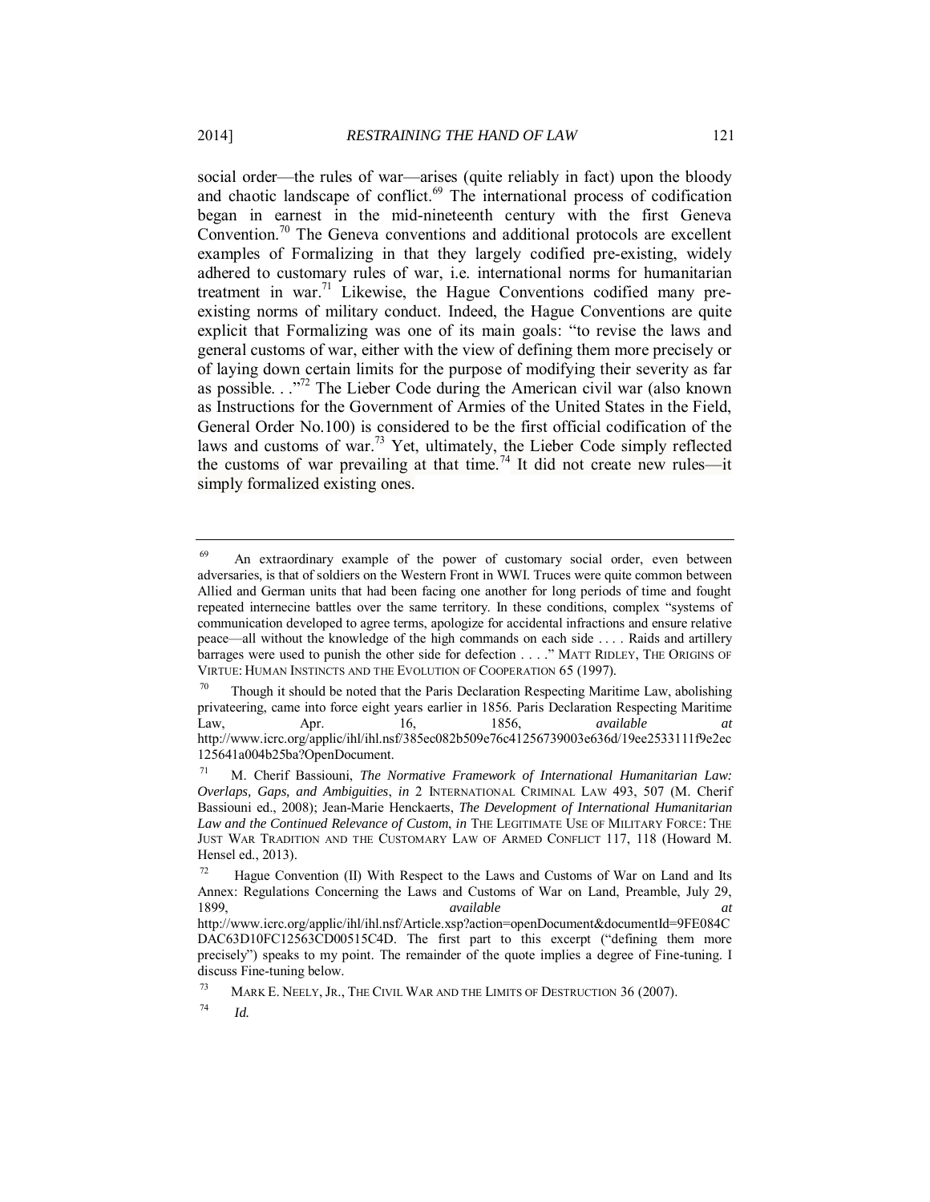social order—the rules of war—arises (quite reliably in fact) upon the bloody and chaotic landscape of conflict.[69] The international process of codification began in earnest in the mid-nineteenth century with the first Geneva Convention.[70] The Geneva conventions and additional protocols are excellent examples of Formalizing in that they largely codified pre-existing, widely adhered to customary rules of war, i.e. international norms for humanitarian treatment in war.[71] Likewise, the Hague Conventions codified many pre-existing norms of military conduct. Indeed, the Hague Conventions are quite explicit that Formalizing was one of its main goals: "to revise the laws and general customs of war, either with the view of defining them more precisely or of laying down certain limits for the purpose of modifying their severity as far as possible. . ."[72] The Lieber Code during the American civil war (also known as Instructions for the Government of Armies of the United States in the Field, General Order No.100) is considered to be the first official codification of the laws and customs of war.[73] Yet, ultimately, the Lieber Code simply reflected the customs of war prevailing at that time.[74] It did not create new rules—it simply formalized existing ones.

---

[69] An extraordinary example of the power of customary social order, even between adversaries, is that of soldiers on the Western Front in WWI. Truces were quite common between Allied and German units that had been facing one another for long periods of time and fought repeated internecine battles over the same territory. In these conditions, complex "systems of communication developed to agree terms, apologize for accidental infractions and ensure relative peace—all without the knowledge of the high commands on each side . . . . Raids and artillery barrages were used to punish the other side for defection . . . ." MATT RIDLEY, THE ORIGINS OF VIRTUE: HUMAN INSTINCTS AND THE EVOLUTION OF COOPERATION 65 (1997).

[70] Though it should be noted that the Paris Declaration Respecting Maritime Law, abolishing privateering, came into force eight years earlier in 1856. Paris Declaration Respecting Maritime Law, Apr. 16, 1856, *available at* http://www.icrc.org/applic/ihl/ihl.nsf/385ec082b509e76c41256739003e636d/19ee2533111f9e2ec125641a004b25ba?OpenDocument.

[71] M. Cherif Bassiouni, *The Normative Framework of International Humanitarian Law: Overlaps, Gaps, and Ambiguities*, *in* 2 INTERNATIONAL CRIMINAL LAW 493, 507 (M. Cherif Bassiouni ed., 2008); Jean-Marie Henckaerts, *The Development of International Humanitarian Law and the Continued Relevance of Custom*, *in* THE LEGITIMATE USE OF MILITARY FORCE: THE JUST WAR TRADITION AND THE CUSTOMARY LAW OF ARMED CONFLICT 117, 118 (Howard M. Hensel ed., 2013).

[72] Hague Convention (II) With Respect to the Laws and Customs of War on Land and Its Annex: Regulations Concerning the Laws and Customs of War on Land, Preamble, July 29, 1899, *available at* http://www.icrc.org/applic/ihl/ihl.nsf/Article.xsp?action=openDocument&documentId=9FE084CDAC63D10FC12563CD00515C4D. The first part to this excerpt ("defining them more precisely") speaks to my point. The remainder of the quote implies a degree of Fine-tuning. I discuss Fine-tuning below.

[73] MARK E. NEELY, JR., THE CIVIL WAR AND THE LIMITS OF DESTRUCTION 36 (2007).

[74] *Id.*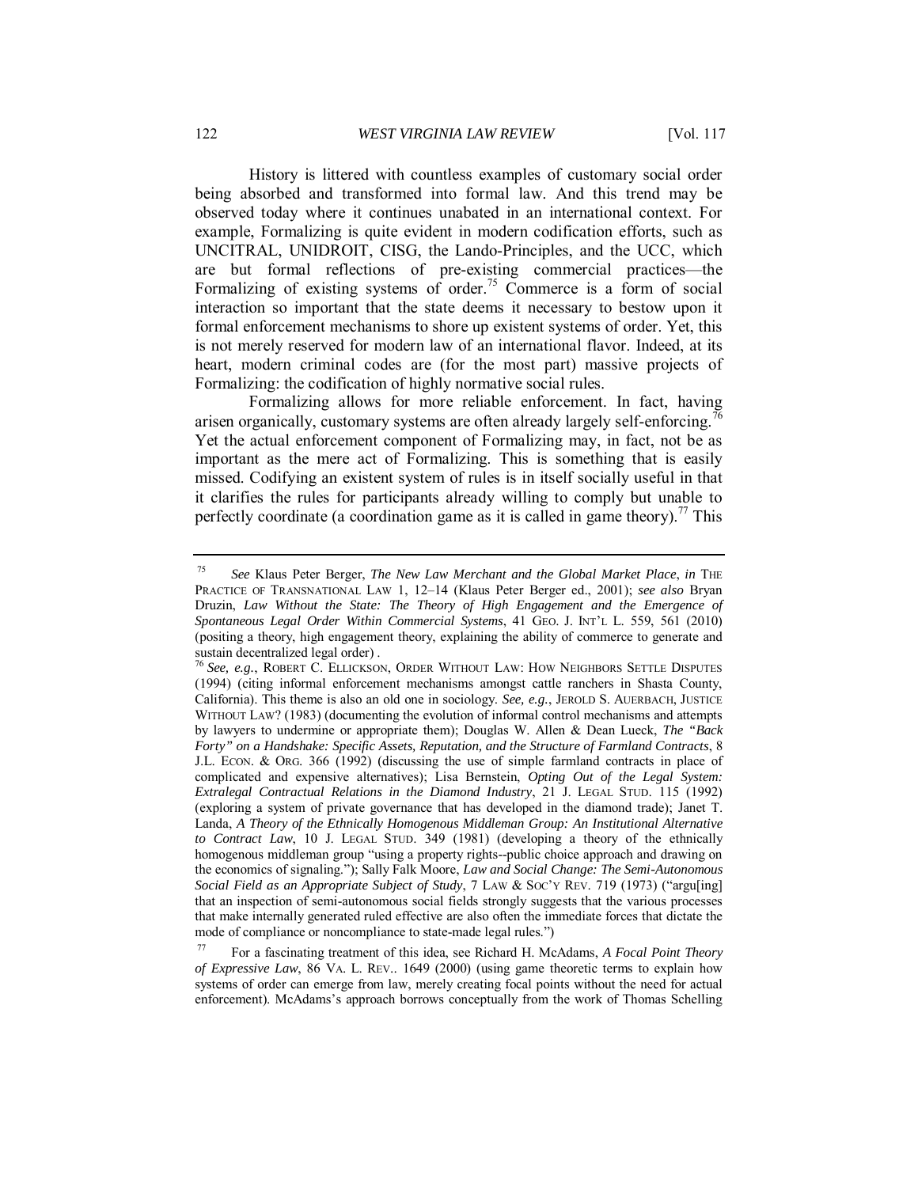History is littered with countless examples of customary social order being absorbed and transformed into formal law. And this trend may be observed today where it continues unabated in an international context. For example, Formalizing is quite evident in modern codification efforts, such as UNCITRAL, UNIDROIT, CISG, the Lando-Principles, and the UCC, which are but formal reflections of pre-existing commercial practices—the Formalizing of existing systems of order.[75] Commerce is a form of social interaction so important that the state deems it necessary to bestow upon it formal enforcement mechanisms to shore up existent systems of order. Yet, this is not merely reserved for modern law of an international flavor. Indeed, at its heart, modern criminal codes are (for the most part) massive projects of Formalizing: the codification of highly normative social rules.

Formalizing allows for more reliable enforcement. In fact, having arisen organically, customary systems are often already largely self-enforcing.[76] Yet the actual enforcement component of Formalizing may, in fact, not be as important as the mere act of Formalizing. This is something that is easily missed. Codifying an existent system of rules is in itself socially useful in that it clarifies the rules for participants already willing to comply but unable to perfectly coordinate (a coordination game as it is called in game theory).[77] This

---

[75] *See* Klaus Peter Berger, *The New Law Merchant and the Global Market Place*, *in* THE PRACTICE OF TRANSNATIONAL LAW 1, 12–14 (Klaus Peter Berger ed., 2001); *see also* Bryan Druzin, *Law Without the State: The Theory of High Engagement and the Emergence of Spontaneous Legal Order Within Commercial Systems*, 41 GEO. J. INT'L L. 559, 561 (2010) (positing a theory, high engagement theory, explaining the ability of commerce to generate and sustain decentralized legal order) .

[76] *See, e.g.*, ROBERT C. ELLICKSON, ORDER WITHOUT LAW: HOW NEIGHBORS SETTLE DISPUTES (1994) (citing informal enforcement mechanisms amongst cattle ranchers in Shasta County, California). This theme is also an old one in sociology. *See, e.g.*, JEROLD S. AUERBACH, JUSTICE WITHOUT LAW? (1983) (documenting the evolution of informal control mechanisms and attempts by lawyers to undermine or appropriate them); Douglas W. Allen & Dean Lueck, *The "Back Forty" on a Handshake: Specific Assets, Reputation, and the Structure of Farmland Contracts*, 8 J.L. ECON. & ORG. 366 (1992) (discussing the use of simple farmland contracts in place of complicated and expensive alternatives); Lisa Bernstein, *Opting Out of the Legal System: Extralegal Contractual Relations in the Diamond Industry*, 21 J. LEGAL STUD. 115 (1992) (exploring a system of private governance that has developed in the diamond trade); Janet T. Landa, *A Theory of the Ethnically Homogenous Middleman Group: An Institutional Alternative to Contract Law*, 10 J. LEGAL STUD. 349 (1981) (developing a theory of the ethnically homogenous middleman group "using a property rights--public choice approach and drawing on the economics of signaling."); Sally Falk Moore, *Law and Social Change: The Semi-Autonomous Social Field as an Appropriate Subject of Study*, 7 LAW & SOC'Y REV. 719 (1973) ("argu[ing] that an inspection of semi-autonomous social fields strongly suggests that the various processes that make internally generated ruled effective are also often the immediate forces that dictate the mode of compliance or noncompliance to state-made legal rules.")

[77] For a fascinating treatment of this idea, see Richard H. McAdams, *A Focal Point Theory of Expressive Law*, 86 VA. L. REV.. 1649 (2000) (using game theoretic terms to explain how systems of order can emerge from law, merely creating focal points without the need for actual enforcement). McAdams's approach borrows conceptually from the work of Thomas Schelling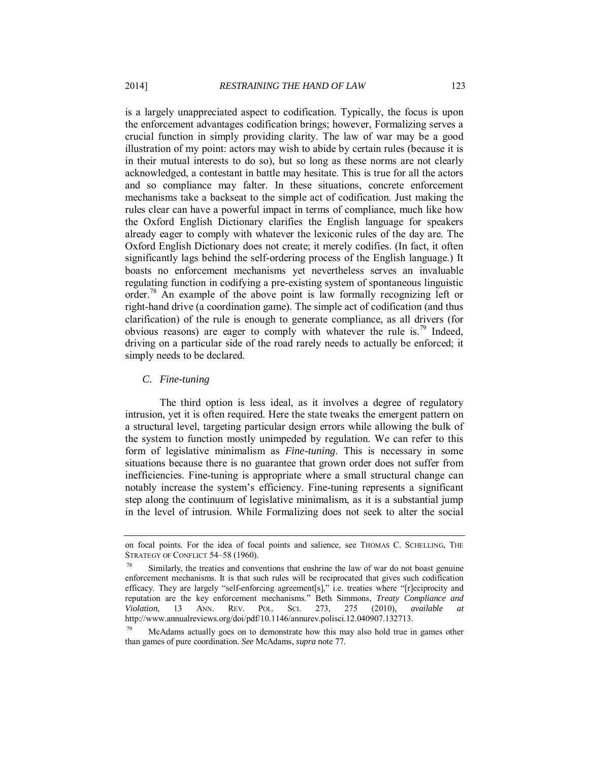is a largely unappreciated aspect to codification. Typically, the focus is upon the enforcement advantages codification brings; however, Formalizing serves a crucial function in simply providing clarity. The law of war may be a good illustration of my point: actors may wish to abide by certain rules (because it is in their mutual interests to do so), but so long as these norms are not clearly acknowledged, a contestant in battle may hesitate. This is true for all the actors and so compliance may falter. In these situations, concrete enforcement mechanisms take a backseat to the simple act of codification. Just making the rules clear can have a powerful impact in terms of compliance, much like how the Oxford English Dictionary clarifies the English language for speakers already eager to comply with whatever the lexiconic rules of the day are. The Oxford English Dictionary does not create; it merely codifies. (In fact, it often significantly lags behind the self-ordering process of the English language.) It boasts no enforcement mechanisms yet nevertheless serves an invaluable regulating function in codifying a pre-existing system of spontaneous linguistic order.[78] An example of the above point is law formally recognizing left or right-hand drive (a coordination game). The simple act of codification (and thus clarification) of the rule is enough to generate compliance, as all drivers (for obvious reasons) are eager to comply with whatever the rule is.[79] Indeed, driving on a particular side of the road rarely needs to actually be enforced; it simply needs to be declared.

### *C. Fine-tuning*

The third option is less ideal, as it involves a degree of regulatory intrusion, yet it is often required. Here the state tweaks the emergent pattern on a structural level, targeting particular design errors while allowing the bulk of the system to function mostly unimpeded by regulation. We can refer to this form of legislative minimalism as *Fine-tuning*. This is necessary in some situations because there is no guarantee that grown order does not suffer from inefficiencies. Fine-tuning is appropriate where a small structural change can notably increase the system's efficiency. Fine-tuning represents a significant step along the continuum of legislative minimalism, as it is a substantial jump in the level of intrusion. While Formalizing does not seek to alter the social

---

on focal points. For the idea of focal points and salience, see THOMAS C. SCHELLING, THE STRATEGY OF CONFLICT 54–58 (1960).

[78] Similarly, the treaties and conventions that enshrine the law of war do not boast genuine enforcement mechanisms. It is that such rules will be reciprocated that gives such codification efficacy. They are largely "self-enforcing agreement[s]," i.e. treaties where "[r]eciprocity and reputation are the key enforcement mechanisms." Beth Simmons, *Treaty Compliance and Violation,* 13 ANN. REV. POL. SCI. 273, 275 (2010), *available at* http://www.annualreviews.org/doi/pdf/10.1146/annurev.polisci.12.040907.132713.

[79] McAdams actually goes on to demonstrate how this may also hold true in games other than games of pure coordination. *See* McAdams, *supra* note 77.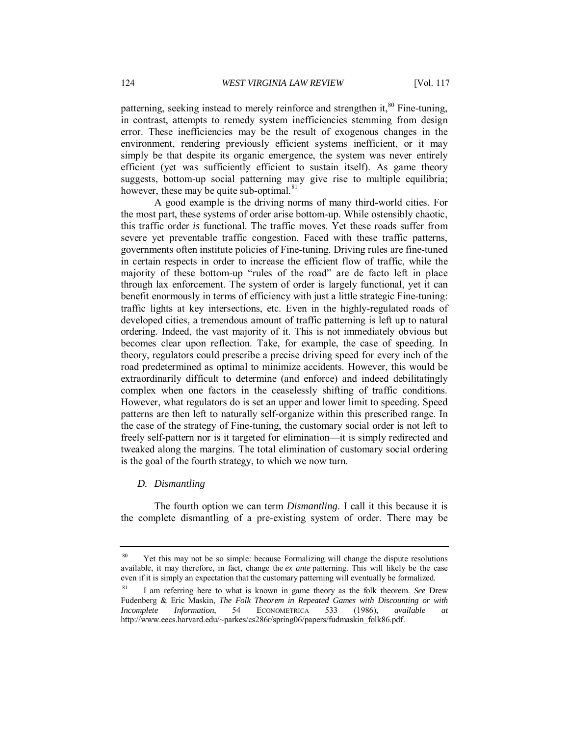patterning, seeking instead to merely reinforce and strengthen it,[80] Fine-tuning, in contrast, attempts to remedy system inefficiencies stemming from design error. These inefficiencies may be the result of exogenous changes in the environment, rendering previously efficient systems inefficient, or it may simply be that despite its organic emergence, the system was never entirely efficient (yet was sufficiently efficient to sustain itself). As game theory suggests, bottom-up social patterning may give rise to multiple equilibria; however, these may be quite sub-optimal.[81]

A good example is the driving norms of many third-world cities. For the most part, these systems of order arise bottom-up. While ostensibly chaotic, this traffic order *is* functional. The traffic moves. Yet these roads suffer from severe yet preventable traffic congestion. Faced with these traffic patterns, governments often institute policies of Fine-tuning. Driving rules are fine-tuned in certain respects in order to increase the efficient flow of traffic, while the majority of these bottom-up "rules of the road" are de facto left in place through lax enforcement. The system of order is largely functional, yet it can benefit enormously in terms of efficiency with just a little strategic Fine-tuning: traffic lights at key intersections, etc. Even in the highly-regulated roads of developed cities, a tremendous amount of traffic patterning is left up to natural ordering. Indeed, the vast majority of it. This is not immediately obvious but becomes clear upon reflection. Take, for example, the case of speeding. In theory, regulators could prescribe a precise driving speed for every inch of the road predetermined as optimal to minimize accidents. However, this would be extraordinarily difficult to determine (and enforce) and indeed debilitatingly complex when one factors in the ceaselessly shifting of traffic conditions. However, what regulators do is set an upper and lower limit to speeding. Speed patterns are then left to naturally self-organize within this prescribed range. In the case of the strategy of Fine-tuning, the customary social order is not left to freely self-pattern nor is it targeted for elimination—it is simply redirected and tweaked along the margins. The total elimination of customary social ordering is the goal of the fourth strategy, to which we now turn.

### *D. Dismantling*

The fourth option we can term *Dismantling*. I call it this because it is the complete dismantling of a pre-existing system of order. There may be

---

[80] Yet this may not be so simple: because Formalizing will change the dispute resolutions available, it may therefore, in fact, change the *ex ante* patterning. This will likely be the case even if it is simply an expectation that the customary patterning will eventually be formalized.

[81] I am referring here to what is known in game theory as the folk theorem. *See* Drew Fudenberg & Eric Maskin, *The Folk Theorem in Repeated Games with Discounting or with Incomplete Information*, 54 ECONOMETRICA 533 (1986), *available at* http://www.eecs.harvard.edu/~parkes/cs286r/spring06/papers/fudmaskin_folk86.pdf.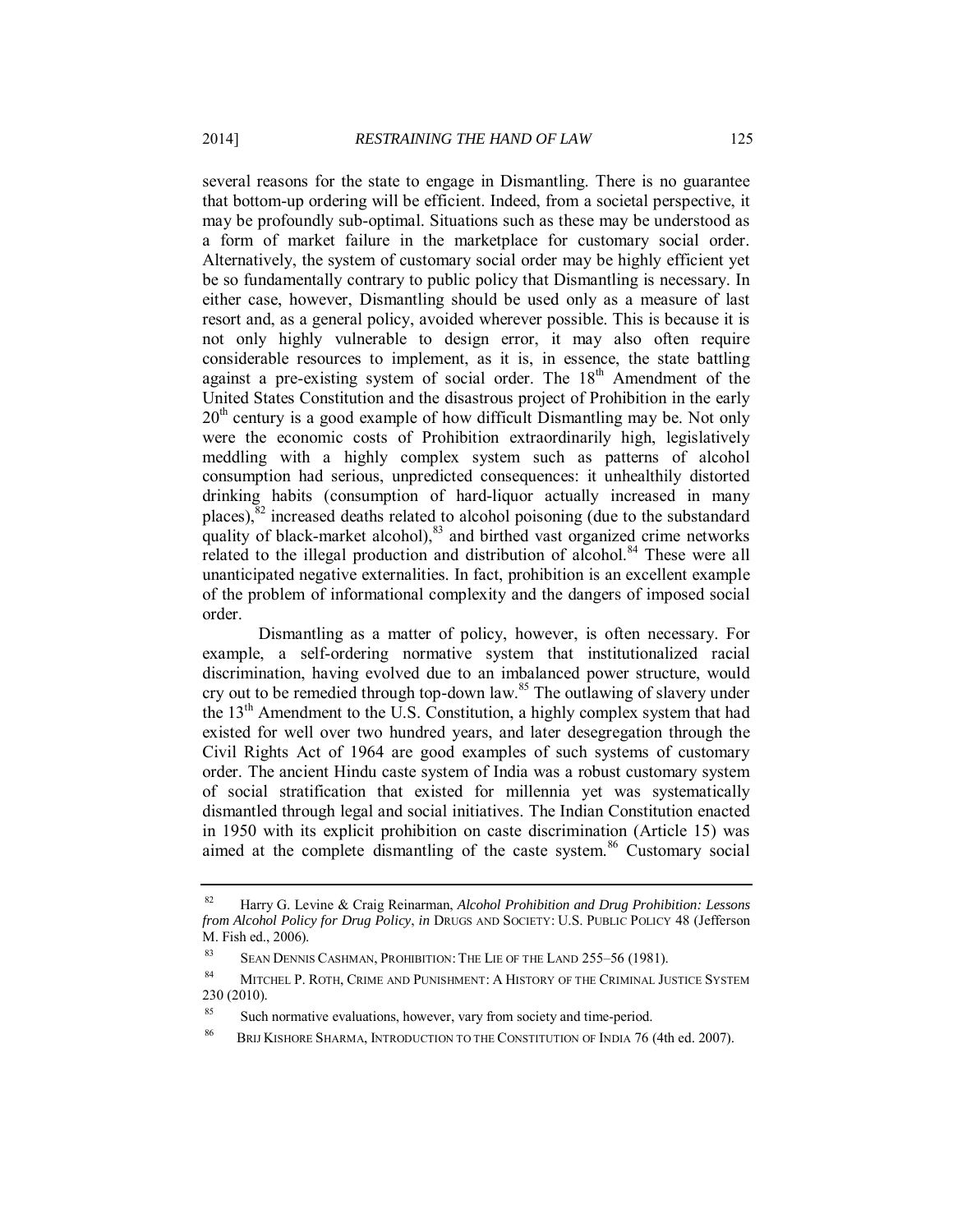several reasons for the state to engage in Dismantling. There is no guarantee that bottom-up ordering will be efficient. Indeed, from a societal perspective, it may be profoundly sub-optimal. Situations such as these may be understood as a form of market failure in the marketplace for customary social order. Alternatively, the system of customary social order may be highly efficient yet be so fundamentally contrary to public policy that Dismantling is necessary. In either case, however, Dismantling should be used only as a measure of last resort and, as a general policy, avoided wherever possible. This is because it is not only highly vulnerable to design error, it may also often require considerable resources to implement, as it is, in essence, the state battling against a pre-existing system of social order. The 18th Amendment of the United States Constitution and the disastrous project of Prohibition in the early 20th century is a good example of how difficult Dismantling may be. Not only were the economic costs of Prohibition extraordinarily high, legislatively meddling with a highly complex system such as patterns of alcohol consumption had serious, unpredicted consequences: it unhealthily distorted drinking habits (consumption of hard-liquor actually increased in many places),[82] increased deaths related to alcohol poisoning (due to the substandard quality of black-market alcohol),[83] and birthed vast organized crime networks related to the illegal production and distribution of alcohol.[84] These were all unanticipated negative externalities. In fact, prohibition is an excellent example of the problem of informational complexity and the dangers of imposed social order.

Dismantling as a matter of policy, however, is often necessary. For example, a self-ordering normative system that institutionalized racial discrimination, having evolved due to an imbalanced power structure, would cry out to be remedied through top-down law.[85] The outlawing of slavery under the 13th Amendment to the U.S. Constitution, a highly complex system that had existed for well over two hundred years, and later desegregation through the Civil Rights Act of 1964 are good examples of such systems of customary order. The ancient Hindu caste system of India was a robust customary system of social stratification that existed for millennia yet was systematically dismantled through legal and social initiatives. The Indian Constitution enacted in 1950 with its explicit prohibition on caste discrimination (Article 15) was aimed at the complete dismantling of the caste system.[86] Customary social

---

[82] Harry G. Levine & Craig Reinarman, *Alcohol Prohibition and Drug Prohibition: Lessons from Alcohol Policy for Drug Policy*, *in* DRUGS AND SOCIETY: U.S. PUBLIC POLICY 48 (Jefferson M. Fish ed., 2006).

[83] SEAN DENNIS CASHMAN, PROHIBITION: THE LIE OF THE LAND 255–56 (1981).

[84] MITCHEL P. ROTH, CRIME AND PUNISHMENT: A HISTORY OF THE CRIMINAL JUSTICE SYSTEM 230 (2010).

[85] Such normative evaluations, however, vary from society and time-period.

[86] BRIJ KISHORE SHARMA, INTRODUCTION TO THE CONSTITUTION OF INDIA 76 (4th ed. 2007).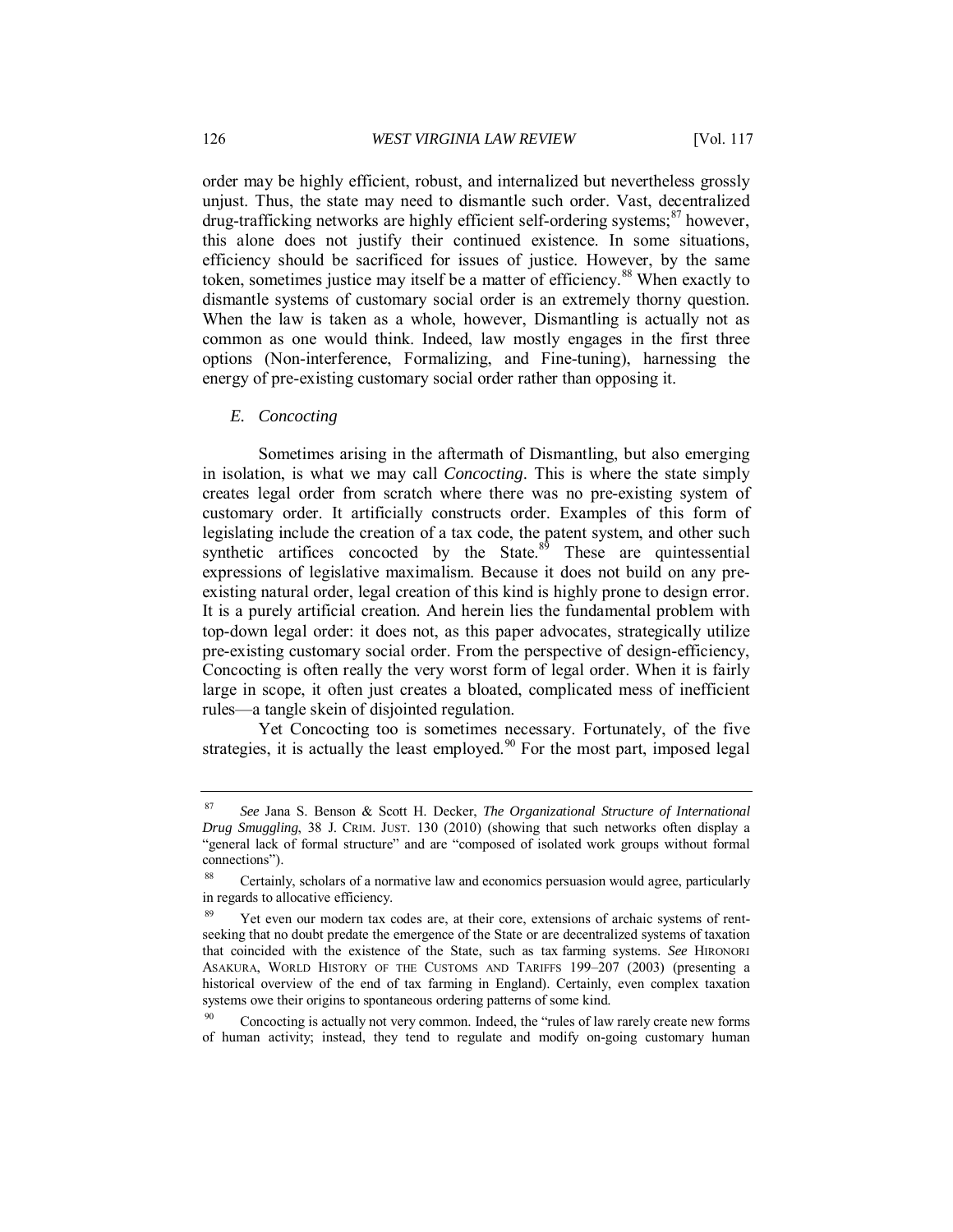order may be highly efficient, robust, and internalized but nevertheless grossly unjust. Thus, the state may need to dismantle such order. Vast, decentralized drug-trafficking networks are highly efficient self-ordering systems;[87] however, this alone does not justify their continued existence. In some situations, efficiency should be sacrificed for issues of justice. However, by the same token, sometimes justice may itself be a matter of efficiency.[88] When exactly to dismantle systems of customary social order is an extremely thorny question. When the law is taken as a whole, however, Dismantling is actually not as common as one would think. Indeed, law mostly engages in the first three options (Non-interference, Formalizing, and Fine-tuning), harnessing the energy of pre-existing customary social order rather than opposing it.

### *E. Concocting*

Sometimes arising in the aftermath of Dismantling, but also emerging in isolation, is what we may call *Concocting*. This is where the state simply creates legal order from scratch where there was no pre-existing system of customary order. It artificially constructs order. Examples of this form of legislating include the creation of a tax code, the patent system, and other such synthetic artifices concocted by the State.[89] These are quintessential expressions of legislative maximalism. Because it does not build on any pre-existing natural order, legal creation of this kind is highly prone to design error. It is a purely artificial creation. And herein lies the fundamental problem with top-down legal order: it does not, as this paper advocates, strategically utilize pre-existing customary social order. From the perspective of design-efficiency, Concocting is often really the very worst form of legal order. When it is fairly large in scope, it often just creates a bloated, complicated mess of inefficient rules—a tangle skein of disjointed regulation.

Yet Concocting too is sometimes necessary. Fortunately, of the five strategies, it is actually the least employed.[90] For the most part, imposed legal

---

[87] *See* Jana S. Benson & Scott H. Decker, *The Organizational Structure of International Drug Smuggling*, 38 J. CRIM. JUST. 130 (2010) (showing that such networks often display a "general lack of formal structure" and are "composed of isolated work groups without formal connections").

[88] Certainly, scholars of a normative law and economics persuasion would agree, particularly in regards to allocative efficiency.

[89] Yet even our modern tax codes are, at their core, extensions of archaic systems of rent-seeking that no doubt predate the emergence of the State or are decentralized systems of taxation that coincided with the existence of the State, such as tax farming systems. *See* HIRONORI ASAKURA, WORLD HISTORY OF THE CUSTOMS AND TARIFFS 199–207 (2003) (presenting a historical overview of the end of tax farming in England). Certainly, even complex taxation systems owe their origins to spontaneous ordering patterns of some kind.

[90] Concocting is actually not very common. Indeed, the "rules of law rarely create new forms of human activity; instead, they tend to regulate and modify on-going customary human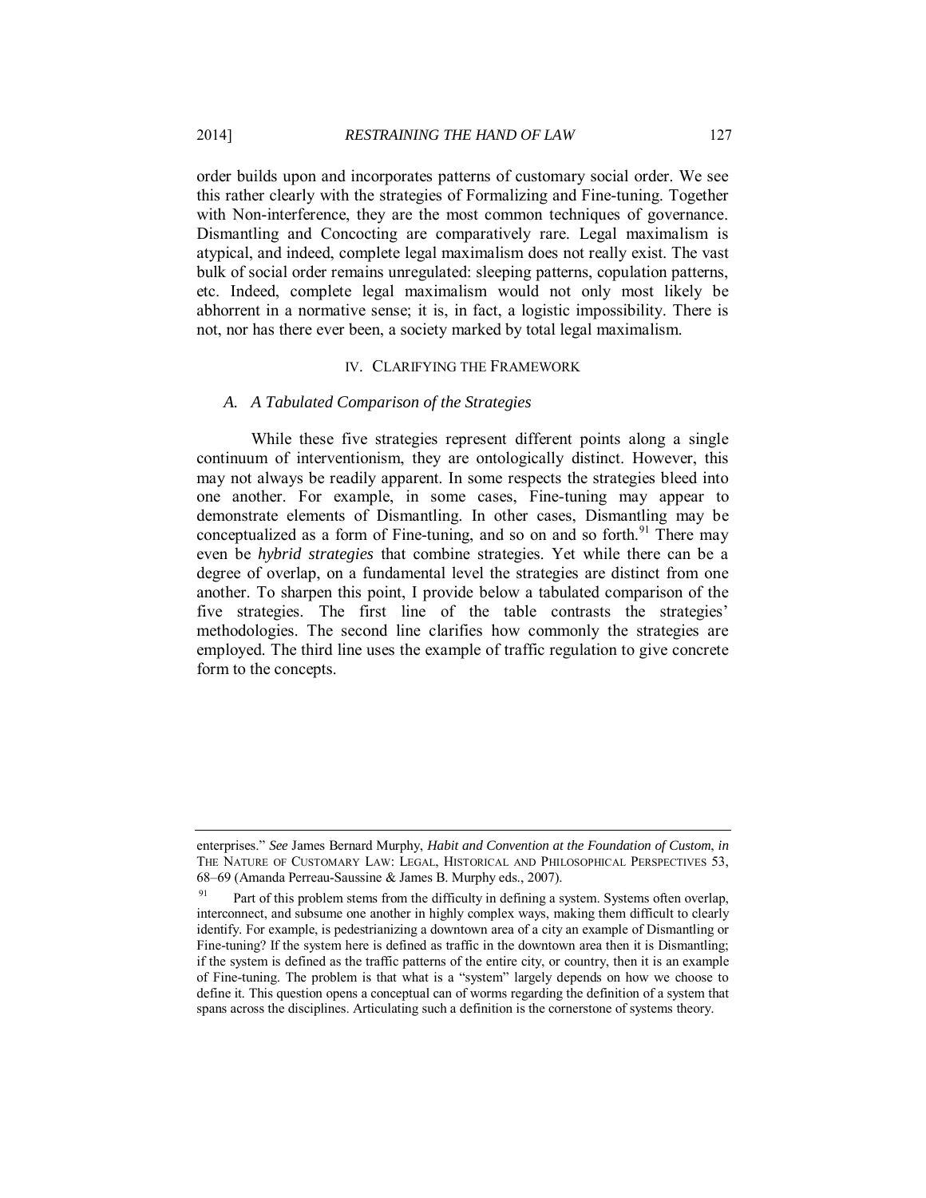order builds upon and incorporates patterns of customary social order. We see this rather clearly with the strategies of Formalizing and Fine-tuning. Together with Non-interference, they are the most common techniques of governance. Dismantling and Concocting are comparatively rare. Legal maximalism is atypical, and indeed, complete legal maximalism does not really exist. The vast bulk of social order remains unregulated: sleeping patterns, copulation patterns, etc. Indeed, complete legal maximalism would not only most likely be abhorrent in a normative sense; it is, in fact, a logistic impossibility. There is not, nor has there ever been, a society marked by total legal maximalism.

## IV. Clarifying the Framework

### A. *A Tabulated Comparison of the Strategies*

While these five strategies represent different points along a single continuum of interventionism, they are ontologically distinct. However, this may not always be readily apparent. In some respects the strategies bleed into one another. For example, in some cases, Fine-tuning may appear to demonstrate elements of Dismantling. In other cases, Dismantling may be conceptualized as a form of Fine-tuning, and so on and so forth.[91] There may even be *hybrid strategies* that combine strategies. Yet while there can be a degree of overlap, on a fundamental level the strategies are distinct from one another. To sharpen this point, I provide below a tabulated comparison of the five strategies. The first line of the table contrasts the strategies' methodologies. The second line clarifies how commonly the strategies are employed. The third line uses the example of traffic regulation to give concrete form to the concepts.

---

enterprises." *See* James Bernard Murphy, *Habit and Convention at the Foundation of Custom*, *in* The Nature of Customary Law: Legal, Historical and Philosophical Perspectives 53, 68–69 (Amanda Perreau-Saussine & James B. Murphy eds., 2007).

[91] Part of this problem stems from the difficulty in defining a system. Systems often overlap, interconnect, and subsume one another in highly complex ways, making them difficult to clearly identify. For example, is pedestrianizing a downtown area of a city an example of Dismantling or Fine-tuning? If the system here is defined as traffic in the downtown area then it is Dismantling; if the system is defined as the traffic patterns of the entire city, or country, then it is an example of Fine-tuning. The problem is that what is a "system" largely depends on how we choose to define it. This question opens a conceptual can of worms regarding the definition of a system that spans across the disciplines. Articulating such a definition is the cornerstone of systems theory.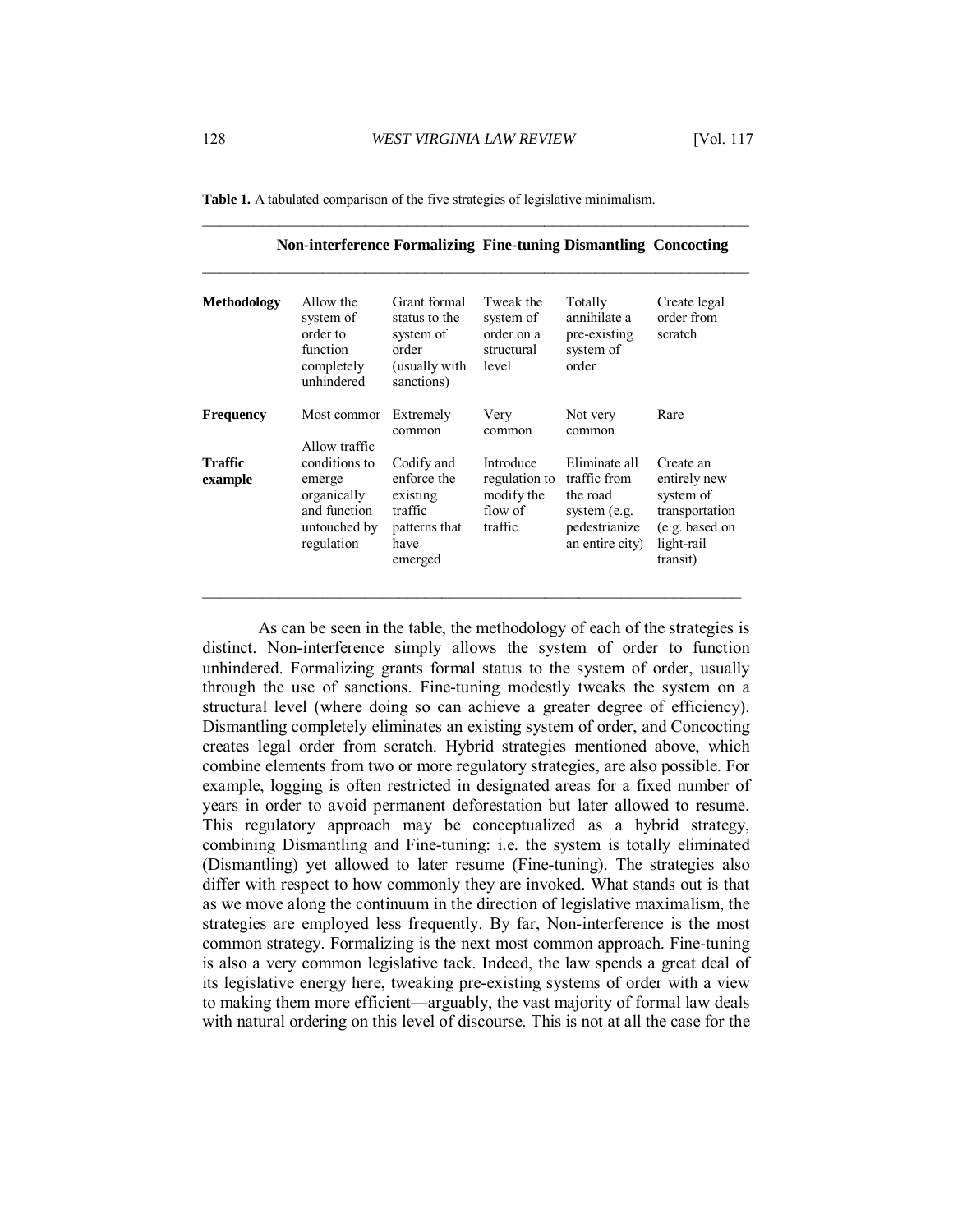**Table 1.** A tabulated comparison of the five strategies of legislative minimalism.

| | Non-interference | Formalizing | Fine-tuning | Dismantling | Concocting |
|---|---|---|---|---|---|
| **Methodology** | Allow the system of order to function completely unhindered | Grant formal status to the system of order (usually with sanctions) | Tweak the system of order on a structural level | Totally annihilate a pre-existing system of order | Create legal order from scratch |
| **Frequency** | Most common | Extremely common | Very common | Not very common | Rare |
| **Traffic example** | Allow traffic conditions to emerge organically and function untouched by regulation | Codify and enforce the existing traffic patterns that have emerged | Introduce regulation to modify the flow of traffic | Eliminate all traffic from the road system (e.g. pedestrianize an entire city) | Create an entirely new system of transportation (e.g. based on light-rail transit) |

As can be seen in the table, the methodology of each of the strategies is distinct. Non-interference simply allows the system of order to function unhindered. Formalizing grants formal status to the system of order, usually through the use of sanctions. Fine-tuning modestly tweaks the system on a structural level (where doing so can achieve a greater degree of efficiency). Dismantling completely eliminates an existing system of order, and Concocting creates legal order from scratch. Hybrid strategies mentioned above, which combine elements from two or more regulatory strategies, are also possible. For example, logging is often restricted in designated areas for a fixed number of years in order to avoid permanent deforestation but later allowed to resume. This regulatory approach may be conceptualized as a hybrid strategy, combining Dismantling and Fine-tuning: i.e. the system is totally eliminated (Dismantling) yet allowed to later resume (Fine-tuning). The strategies also differ with respect to how commonly they are invoked. What stands out is that as we move along the continuum in the direction of legislative maximalism, the strategies are employed less frequently. By far, Non-interference is the most common strategy. Formalizing is the next most common approach. Fine-tuning is also a very common legislative tack. Indeed, the law spends a great deal of its legislative energy here, tweaking pre-existing systems of order with a view to making them more efficient—arguably, the vast majority of formal law deals with natural ordering on this level of discourse. This is not at all the case for the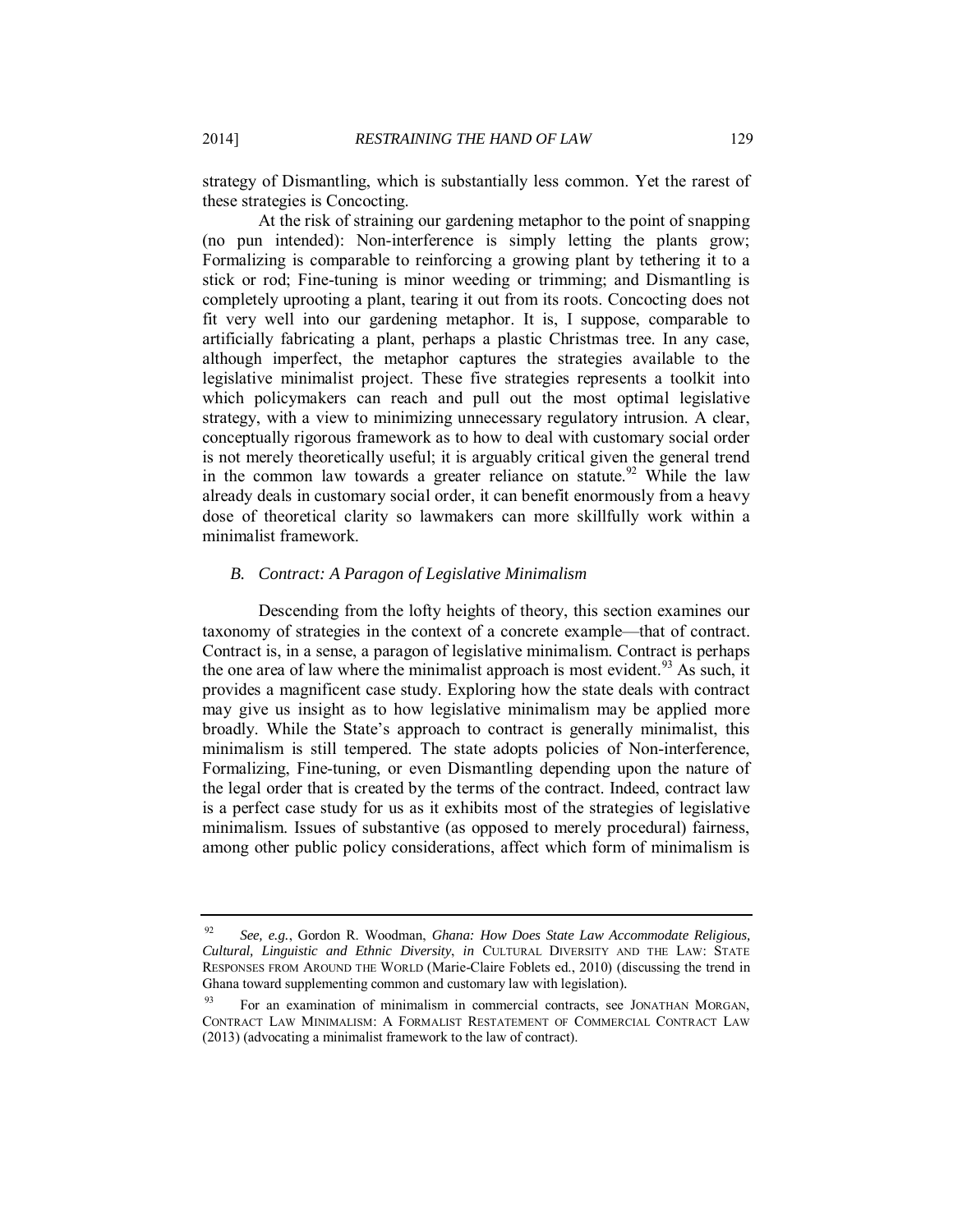strategy of Dismantling, which is substantially less common. Yet the rarest of these strategies is Concocting.

At the risk of straining our gardening metaphor to the point of snapping (no pun intended): Non-interference is simply letting the plants grow; Formalizing is comparable to reinforcing a growing plant by tethering it to a stick or rod; Fine-tuning is minor weeding or trimming; and Dismantling is completely uprooting a plant, tearing it out from its roots. Concocting does not fit very well into our gardening metaphor. It is, I suppose, comparable to artificially fabricating a plant, perhaps a plastic Christmas tree. In any case, although imperfect, the metaphor captures the strategies available to the legislative minimalist project. These five strategies represents a toolkit into which policymakers can reach and pull out the most optimal legislative strategy, with a view to minimizing unnecessary regulatory intrusion. A clear, conceptually rigorous framework as to how to deal with customary social order is not merely theoretically useful; it is arguably critical given the general trend in the common law towards a greater reliance on statute.[92] While the law already deals in customary social order, it can benefit enormously from a heavy dose of theoretical clarity so lawmakers can more skillfully work within a minimalist framework.

### *B. Contract: A Paragon of Legislative Minimalism*

Descending from the lofty heights of theory, this section examines our taxonomy of strategies in the context of a concrete example—that of contract. Contract is, in a sense, a paragon of legislative minimalism. Contract is perhaps the one area of law where the minimalist approach is most evident.[93] As such, it provides a magnificent case study. Exploring how the state deals with contract may give us insight as to how legislative minimalism may be applied more broadly. While the State's approach to contract is generally minimalist, this minimalism is still tempered. The state adopts policies of Non-interference, Formalizing, Fine-tuning, or even Dismantling depending upon the nature of the legal order that is created by the terms of the contract. Indeed, contract law is a perfect case study for us as it exhibits most of the strategies of legislative minimalism. Issues of substantive (as opposed to merely procedural) fairness, among other public policy considerations, affect which form of minimalism is

---

[92] *See, e.g.*, Gordon R. Woodman, *Ghana: How Does State Law Accommodate Religious, Cultural, Linguistic and Ethnic Diversity*, *in* CULTURAL DIVERSITY AND THE LAW: STATE RESPONSES FROM AROUND THE WORLD (Marie-Claire Foblets ed., 2010) (discussing the trend in Ghana toward supplementing common and customary law with legislation).

[93] For an examination of minimalism in commercial contracts, see JONATHAN MORGAN, CONTRACT LAW MINIMALISM: A FORMALIST RESTATEMENT OF COMMERCIAL CONTRACT LAW (2013) (advocating a minimalist framework to the law of contract).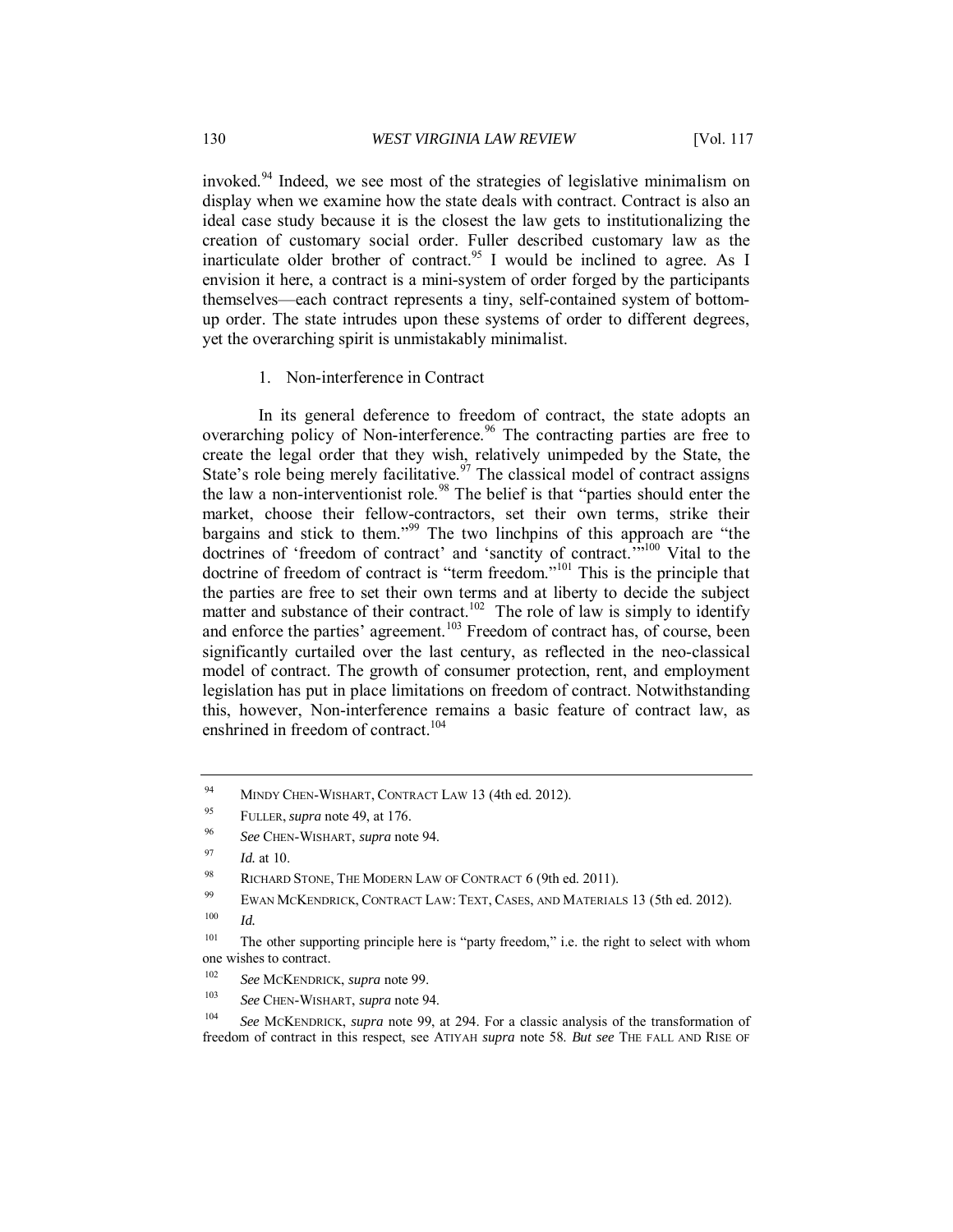invoked.[94] Indeed, we see most of the strategies of legislative minimalism on display when we examine how the state deals with contract. Contract is also an ideal case study because it is the closest the law gets to institutionalizing the creation of customary social order. Fuller described customary law as the inarticulate older brother of contract.[95] I would be inclined to agree. As I envision it here, a contract is a mini-system of order forged by the participants themselves—each contract represents a tiny, self-contained system of bottom-up order. The state intrudes upon these systems of order to different degrees, yet the overarching spirit is unmistakably minimalist.

### 1. Non-interference in Contract

In its general deference to freedom of contract, the state adopts an overarching policy of Non-interference.[96] The contracting parties are free to create the legal order that they wish, relatively unimpeded by the State, the State's role being merely facilitative.[97] The classical model of contract assigns the law a non-interventionist role.[98] The belief is that "parties should enter the market, choose their fellow-contractors, set their own terms, strike their bargains and stick to them."[99] The two linchpins of this approach are "the doctrines of 'freedom of contract' and 'sanctity of contract.'"[100] Vital to the doctrine of freedom of contract is "term freedom."[101] This is the principle that the parties are free to set their own terms and at liberty to decide the subject matter and substance of their contract.[102] The role of law is simply to identify and enforce the parties' agreement.[103] Freedom of contract has, of course, been significantly curtailed over the last century, as reflected in the neo-classical model of contract. The growth of consumer protection, rent, and employment legislation has put in place limitations on freedom of contract. Notwithstanding this, however, Non-interference remains a basic feature of contract law, as enshrined in freedom of contract.[104]

---

[94] MINDY CHEN-WISHART, CONTRACT LAW 13 (4th ed. 2012).

[95] FULLER, *supra* note 49, at 176.

[96] *See* CHEN-WISHART, *supra* note 94.

[97] *Id.* at 10.

[98] RICHARD STONE, THE MODERN LAW OF CONTRACT 6 (9th ed. 2011).

[99] EWAN MCKENDRICK, CONTRACT LAW: TEXT, CASES, AND MATERIALS 13 (5th ed. 2012).

[100] *Id.*

[101] The other supporting principle here is "party freedom," i.e. the right to select with whom one wishes to contract.

[102] *See* MCKENDRICK, *supra* note 99.

[103] *See* CHEN-WISHART, *supra* note 94.

[104] *See* MCKENDRICK, *supra* note 99, at 294. For a classic analysis of the transformation of freedom of contract in this respect, see ATIYAH *supra* note 58. *But see* THE FALL AND RISE OF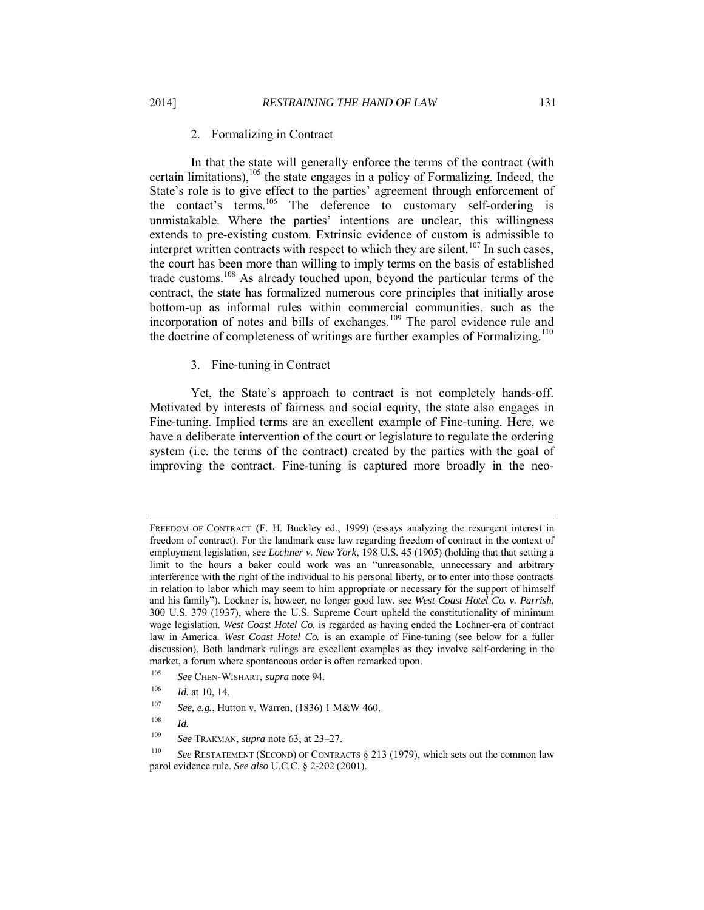### 2. Formalizing in Contract

In that the state will generally enforce the terms of the contract (with certain limitations),[105] the state engages in a policy of Formalizing. Indeed, the State's role is to give effect to the parties' agreement through enforcement of the contact's terms.[106] The deference to customary self-ordering is unmistakable. Where the parties' intentions are unclear, this willingness extends to pre-existing custom. Extrinsic evidence of custom is admissible to interpret written contracts with respect to which they are silent.[107] In such cases, the court has been more than willing to imply terms on the basis of established trade customs.[108] As already touched upon, beyond the particular terms of the contract, the state has formalized numerous core principles that initially arose bottom-up as informal rules within commercial communities, such as the incorporation of notes and bills of exchanges.[109] The parol evidence rule and the doctrine of completeness of writings are further examples of Formalizing.[110]

### 3. Fine-tuning in Contract

Yet, the State's approach to contract is not completely hands-off. Motivated by interests of fairness and social equity, the state also engages in Fine-tuning. Implied terms are an excellent example of Fine-tuning. Here, we have a deliberate intervention of the court or legislature to regulate the ordering system (i.e. the terms of the contract) created by the parties with the goal of improving the contract. Fine-tuning is captured more broadly in the neo-

---

FREEDOM OF CONTRACT (F. H. Buckley ed., 1999) (essays analyzing the resurgent interest in freedom of contract). For the landmark case law regarding freedom of contract in the context of employment legislation, see *Lochner v. New York*, 198 U.S. 45 (1905) (holding that that setting a limit to the hours a baker could work was an "unreasonable, unnecessary and arbitrary interference with the right of the individual to his personal liberty, or to enter into those contracts in relation to labor which may seem to him appropriate or necessary for the support of himself and his family"). Lockner is, howeer, no longer good law. see *West Coast Hotel Co. v. Parrish*, 300 U.S. 379 (1937), where the U.S. Supreme Court upheld the constitutionality of minimum wage legislation. *West Coast Hotel Co.* is regarded as having ended the Lochner-era of contract law in America. *West Coast Hotel Co.* is an example of Fine-tuning (see below for a fuller discussion). Both landmark rulings are excellent examples as they involve self-ordering in the market, a forum where spontaneous order is often remarked upon.

[105] *See* CHEN-WISHART, *supra* note 94.

[106] *Id.* at 10, 14.

[107] *See, e.g.*, Hutton v. Warren, (1836) 1 M&W 460.

[108] *Id.*

[109] *See* TRAKMAN, *supra* note 63, at 23–27.

[110] *See* RESTATEMENT (SECOND) OF CONTRACTS § 213 (1979), which sets out the common law parol evidence rule. *See also* U.C.C. § 2-202 (2001).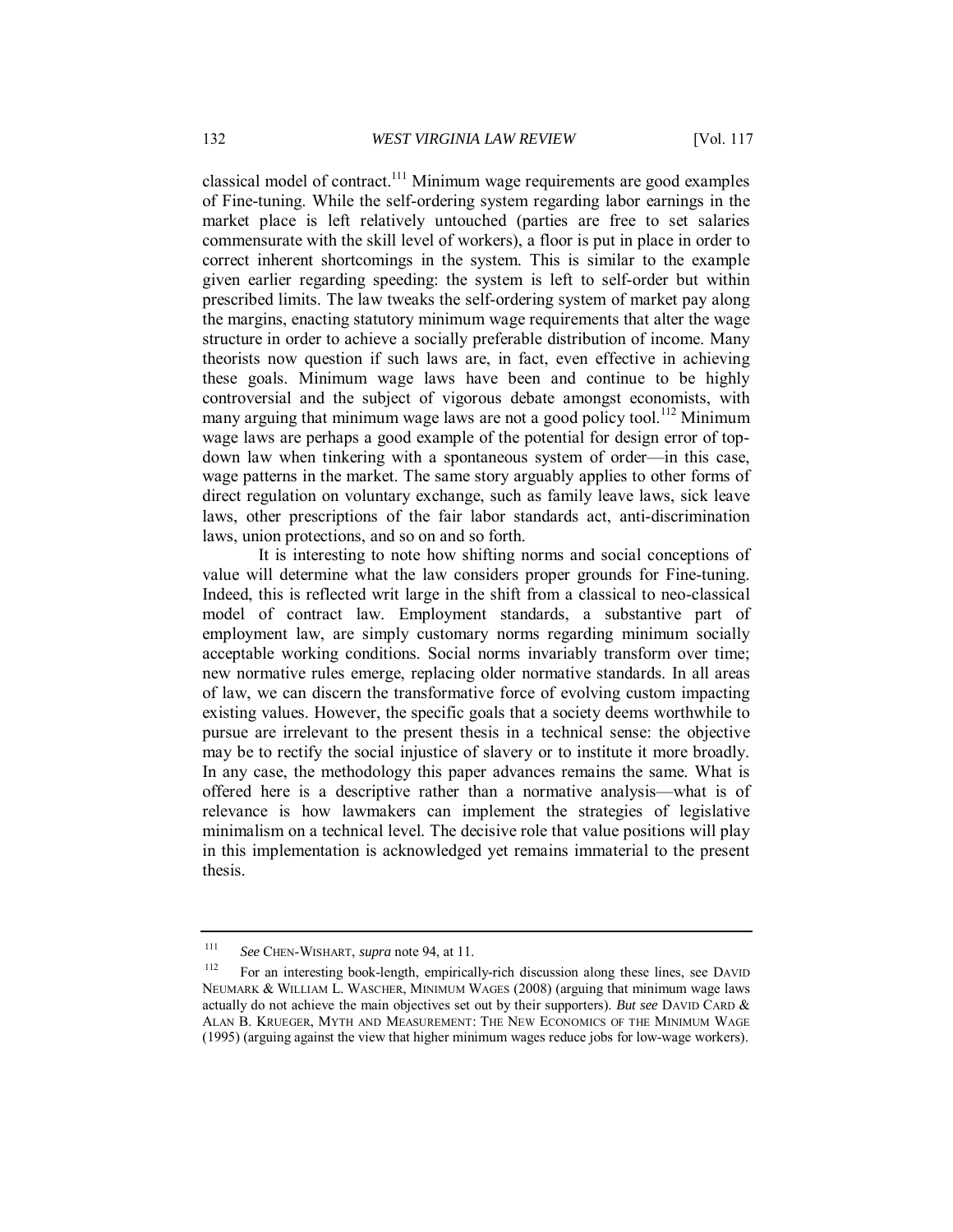classical model of contract.[111] Minimum wage requirements are good examples of Fine-tuning. While the self-ordering system regarding labor earnings in the market place is left relatively untouched (parties are free to set salaries commensurate with the skill level of workers), a floor is put in place in order to correct inherent shortcomings in the system. This is similar to the example given earlier regarding speeding: the system is left to self-order but within prescribed limits. The law tweaks the self-ordering system of market pay along the margins, enacting statutory minimum wage requirements that alter the wage structure in order to achieve a socially preferable distribution of income. Many theorists now question if such laws are, in fact, even effective in achieving these goals. Minimum wage laws have been and continue to be highly controversial and the subject of vigorous debate amongst economists, with many arguing that minimum wage laws are not a good policy tool.[112] Minimum wage laws are perhaps a good example of the potential for design error of top-down law when tinkering with a spontaneous system of order—in this case, wage patterns in the market. The same story arguably applies to other forms of direct regulation on voluntary exchange, such as family leave laws, sick leave laws, other prescriptions of the fair labor standards act, anti-discrimination laws, union protections, and so on and so forth.

It is interesting to note how shifting norms and social conceptions of value will determine what the law considers proper grounds for Fine-tuning. Indeed, this is reflected writ large in the shift from a classical to neo-classical model of contract law. Employment standards, a substantive part of employment law, are simply customary norms regarding minimum socially acceptable working conditions. Social norms invariably transform over time; new normative rules emerge, replacing older normative standards. In all areas of law, we can discern the transformative force of evolving custom impacting existing values. However, the specific goals that a society deems worthwhile to pursue are irrelevant to the present thesis in a technical sense: the objective may be to rectify the social injustice of slavery or to institute it more broadly. In any case, the methodology this paper advances remains the same. What is offered here is a descriptive rather than a normative analysis—what is of relevance is how lawmakers can implement the strategies of legislative minimalism on a technical level. The decisive role that value positions will play in this implementation is acknowledged yet remains immaterial to the present thesis.

---

[111] *See* CHEN-WISHART, *supra* note 94, at 11.

[112] For an interesting book-length, empirically-rich discussion along these lines, see DAVID NEUMARK & WILLIAM L. WASCHER, MINIMUM WAGES (2008) (arguing that minimum wage laws actually do not achieve the main objectives set out by their supporters). *But see* DAVID CARD & ALAN B. KRUEGER, MYTH AND MEASUREMENT: THE NEW ECONOMICS OF THE MINIMUM WAGE (1995) (arguing against the view that higher minimum wages reduce jobs for low-wage workers).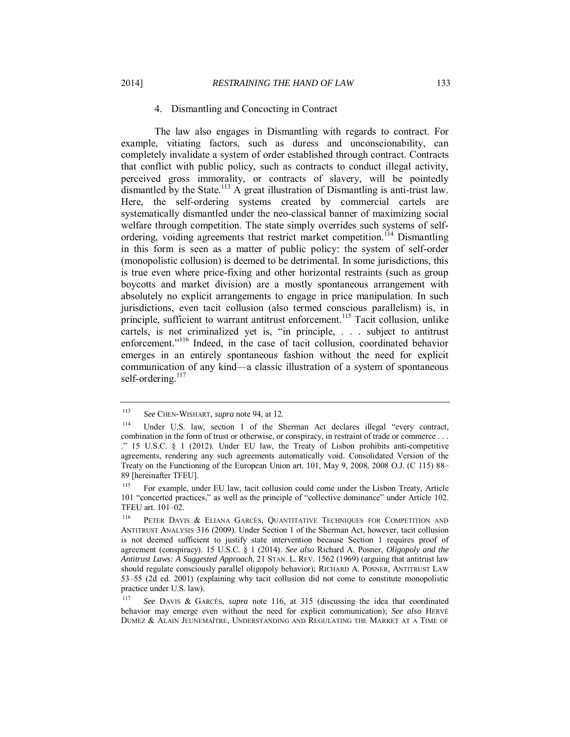### 4. Dismantling and Concocting in Contract

The law also engages in Dismantling with regards to contract. For example, vitiating factors, such as duress and unconscionability, can completely invalidate a system of order established through contract. Contracts that conflict with public policy, such as contracts to conduct illegal activity, perceived gross immorality, or contracts of slavery, will be pointedly dismantled by the State.[113] A great illustration of Dismantling is anti-trust law. Here, the self-ordering systems created by commercial cartels are systematically dismantled under the neo-classical banner of maximizing social welfare through competition. The state simply overrides such systems of self-ordering, voiding agreements that restrict market competition.[114] Dismantling in this form is seen as a matter of public policy: the system of self-order (monopolistic collusion) is deemed to be detrimental. In some jurisdictions, this is true even where price-fixing and other horizontal restraints (such as group boycotts and market division) are a mostly spontaneous arrangement with absolutely no explicit arrangements to engage in price manipulation. In such jurisdictions, even tacit collusion (also termed conscious parallelism) is, in principle, sufficient to warrant antitrust enforcement.[115] Tacit collusion, unlike cartels, is not criminalized yet is, "in principle, . . . subject to antitrust enforcement."[116] Indeed, in the case of tacit collusion, coordinated behavior emerges in an entirely spontaneous fashion without the need for explicit communication of any kind—a classic illustration of a system of spontaneous self-ordering.[117]

---

[113] *See* CHEN-WISHART, *supra* note 94, at 12.

[114] Under U.S. law, section 1 of the Sherman Act declares illegal "every contract, combination in the form of trust or otherwise, or conspiracy, in restraint of trade or commerce . . . ." 15 U.S.C. § 1 (2012). Under EU law, the Treaty of Lisbon prohibits anti-competitive agreements, rendering any such agreements automatically void. Consolidated Version of the Treaty on the Functioning of the European Union art. 101, May 9, 2008, 2008 O.J. (C 115) 88–89 [hereinafter TFEU].

[115] For example, under EU law, tacit collusion could come under the Lisbon Treaty, Article 101 "concerted practices," as well as the principle of "collective dominance" under Article 102. TFEU art. 101–02.

[116] PETER DAVIS & ELIANA GARCÉS, QUANTITATIVE TECHNIQUES FOR COMPETITION AND ANTITRUST ANALYSIS 316 (2009). Under Section 1 of the Sherman Act, however, tacit collusion is not deemed sufficient to justify state intervention because Section 1 requires proof of agreement (conspiracy). 15 U.S.C. § 1 (2014). *See also* Richard A. Posner, *Oligopoly and the Antitrust Laws: A Suggested Approach*, 21 STAN. L. REV. 1562 (1969) (arguing that antitrust law should regulate consciously parallel oligopoly behavior); RICHARD A. POSNER, ANTITRUST LAW 53–55 (2d ed. 2001) (explaining why tacit collusion did not come to constitute monopolistic practice under U.S. law).

[117] *See* DAVIS & GARCÉS, *supra* note 116, at 315 (discussing the idea that coordinated behavior may emerge even without the need for explicit communication); *See also* HERVÉ DUMEZ & ALAIN JEUNEMAÎTRE, UNDERSTANDING AND REGULATING THE MARKET AT A TIME OF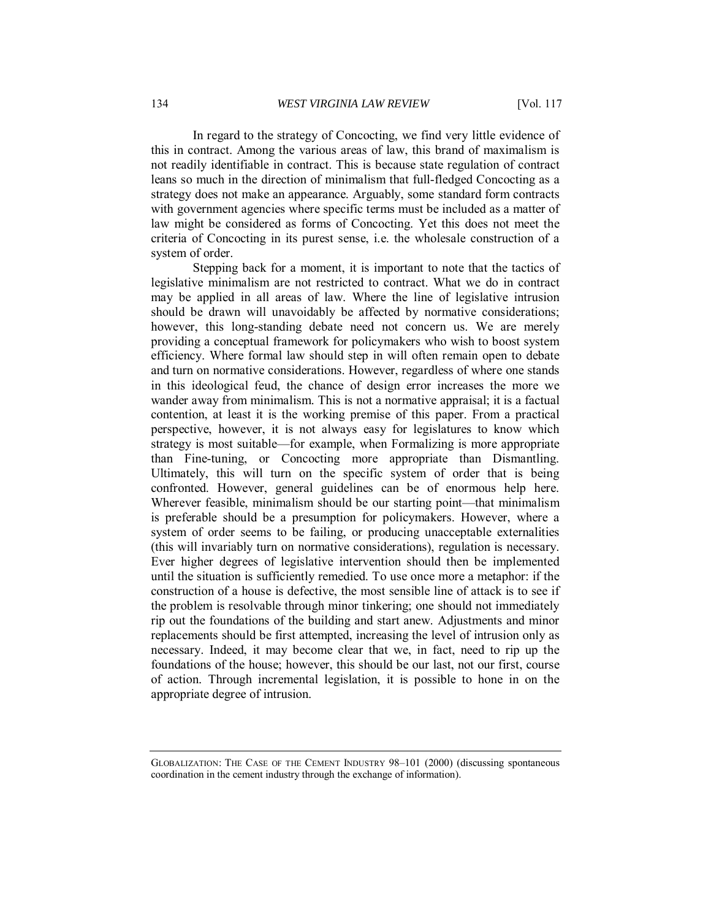In regard to the strategy of Concocting, we find very little evidence of this in contract. Among the various areas of law, this brand of maximalism is not readily identifiable in contract. This is because state regulation of contract leans so much in the direction of minimalism that full-fledged Concocting as a strategy does not make an appearance. Arguably, some standard form contracts with government agencies where specific terms must be included as a matter of law might be considered as forms of Concocting. Yet this does not meet the criteria of Concocting in its purest sense, i.e. the wholesale construction of a system of order.

Stepping back for a moment, it is important to note that the tactics of legislative minimalism are not restricted to contract. What we do in contract may be applied in all areas of law. Where the line of legislative intrusion should be drawn will unavoidably be affected by normative considerations; however, this long-standing debate need not concern us. We are merely providing a conceptual framework for policymakers who wish to boost system efficiency. Where formal law should step in will often remain open to debate and turn on normative considerations. However, regardless of where one stands in this ideological feud, the chance of design error increases the more we wander away from minimalism. This is not a normative appraisal; it is a factual contention, at least it is the working premise of this paper. From a practical perspective, however, it is not always easy for legislatures to know which strategy is most suitable—for example, when Formalizing is more appropriate than Fine-tuning, or Concocting more appropriate than Dismantling. Ultimately, this will turn on the specific system of order that is being confronted. However, general guidelines can be of enormous help here. Wherever feasible, minimalism should be our starting point—that minimalism is preferable should be a presumption for policymakers. However, where a system of order seems to be failing, or producing unacceptable externalities (this will invariably turn on normative considerations), regulation is necessary. Ever higher degrees of legislative intervention should then be implemented until the situation is sufficiently remedied. To use once more a metaphor: if the construction of a house is defective, the most sensible line of attack is to see if the problem is resolvable through minor tinkering; one should not immediately rip out the foundations of the building and start anew. Adjustments and minor replacements should be first attempted, increasing the level of intrusion only as necessary. Indeed, it may become clear that we, in fact, need to rip up the foundations of the house; however, this should be our last, not our first, course of action. Through incremental legislation, it is possible to hone in on the appropriate degree of intrusion.

---

GLOBALIZATION: THE CASE OF THE CEMENT INDUSTRY 98–101 (2000) (discussing spontaneous coordination in the cement industry through the exchange of information).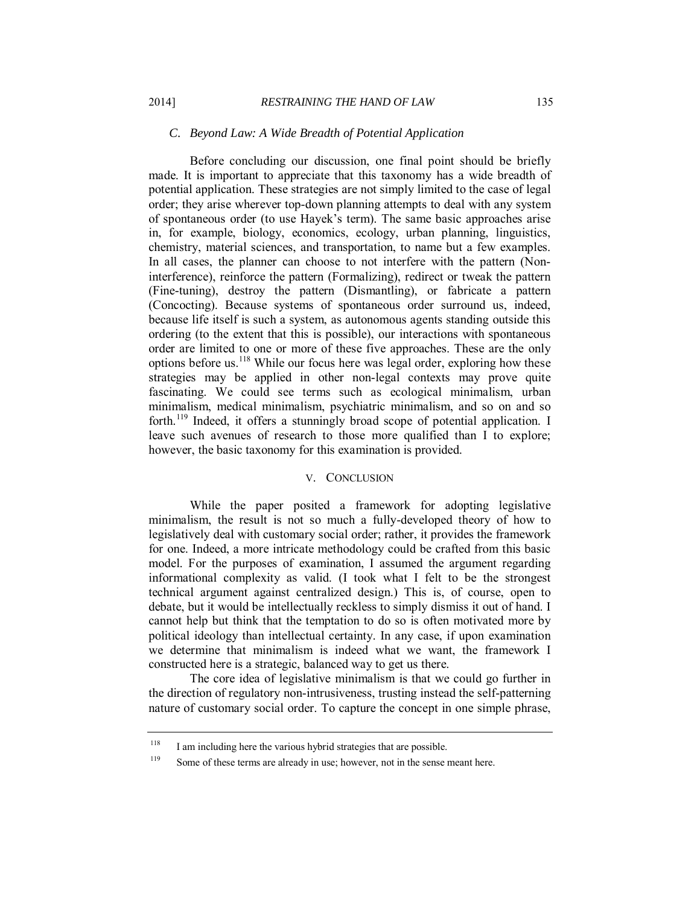### *C. Beyond Law: A Wide Breadth of Potential Application*

Before concluding our discussion, one final point should be briefly made. It is important to appreciate that this taxonomy has a wide breadth of potential application. These strategies are not simply limited to the case of legal order; they arise wherever top-down planning attempts to deal with any system of spontaneous order (to use Hayek's term). The same basic approaches arise in, for example, biology, economics, ecology, urban planning, linguistics, chemistry, material sciences, and transportation, to name but a few examples. In all cases, the planner can choose to not interfere with the pattern (Non-interference), reinforce the pattern (Formalizing), redirect or tweak the pattern (Fine-tuning), destroy the pattern (Dismantling), or fabricate a pattern (Concocting). Because systems of spontaneous order surround us, indeed, because life itself is such a system, as autonomous agents standing outside this ordering (to the extent that this is possible), our interactions with spontaneous order are limited to one or more of these five approaches. These are the only options before us.[118] While our focus here was legal order, exploring how these strategies may be applied in other non-legal contexts may prove quite fascinating. We could see terms such as ecological minimalism, urban minimalism, medical minimalism, psychiatric minimalism, and so on and so forth.[119] Indeed, it offers a stunningly broad scope of potential application. I leave such avenues of research to those more qualified than I to explore; however, the basic taxonomy for this examination is provided.

## V. CONCLUSION

While the paper posited a framework for adopting legislative minimalism, the result is not so much a fully-developed theory of how to legislatively deal with customary social order; rather, it provides the framework for one. Indeed, a more intricate methodology could be crafted from this basic model. For the purposes of examination, I assumed the argument regarding informational complexity as valid. (I took what I felt to be the strongest technical argument against centralized design.) This is, of course, open to debate, but it would be intellectually reckless to simply dismiss it out of hand. I cannot help but think that the temptation to do so is often motivated more by political ideology than intellectual certainty. In any case, if upon examination we determine that minimalism is indeed what we want, the framework I constructed here is a strategic, balanced way to get us there.

The core idea of legislative minimalism is that we could go further in the direction of regulatory non-intrusiveness, trusting instead the self-patterning nature of customary social order. To capture the concept in one simple phrase,

---

[118] I am including here the various hybrid strategies that are possible.

[119] Some of these terms are already in use; however, not in the sense meant here.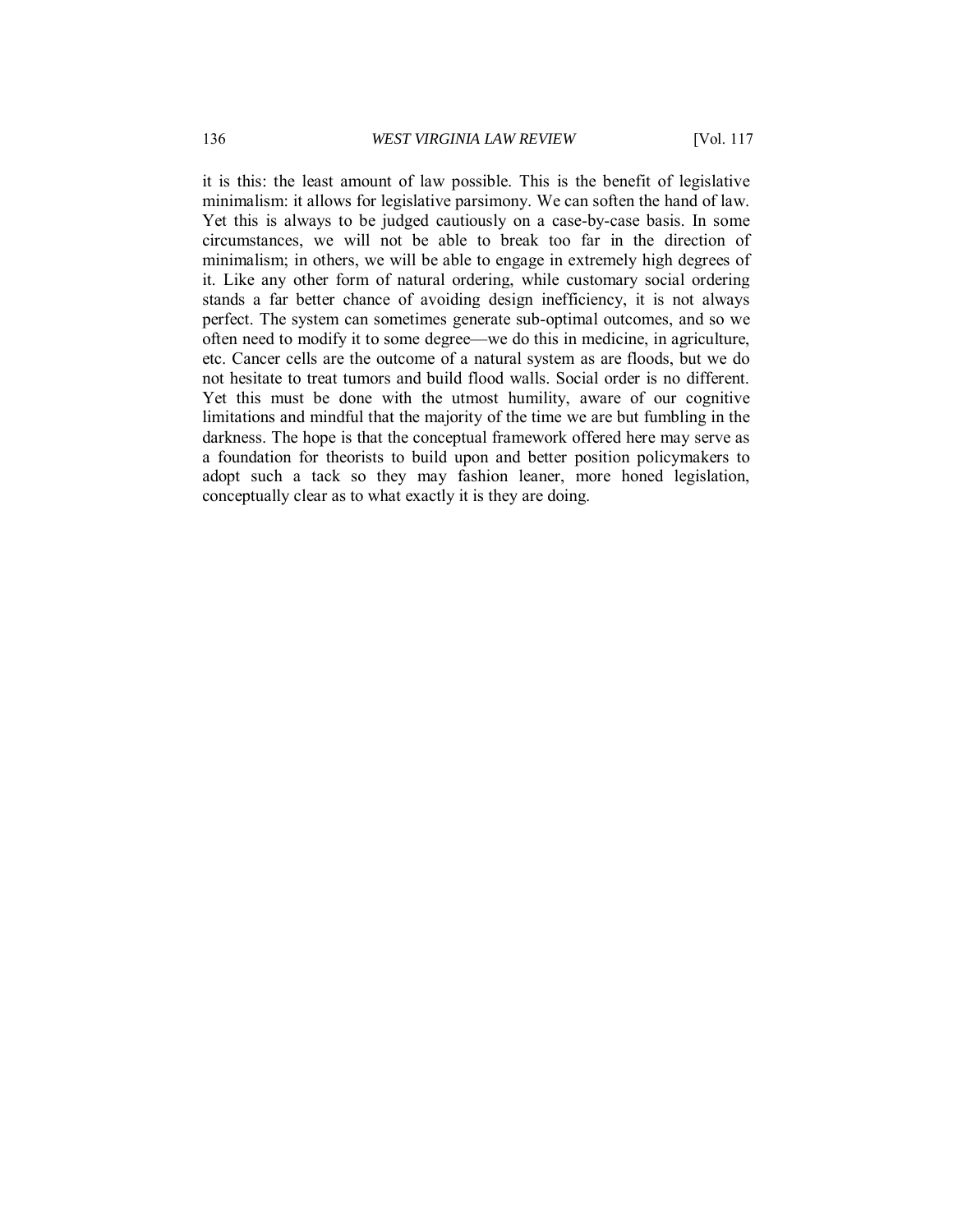it is this: the least amount of law possible. This is the benefit of legislative minimalism: it allows for legislative parsimony. We can soften the hand of law. Yet this is always to be judged cautiously on a case-by-case basis. In some circumstances, we will not be able to break too far in the direction of minimalism; in others, we will be able to engage in extremely high degrees of it. Like any other form of natural ordering, while customary social ordering stands a far better chance of avoiding design inefficiency, it is not always perfect. The system can sometimes generate sub-optimal outcomes, and so we often need to modify it to some degree—we do this in medicine, in agriculture, etc. Cancer cells are the outcome of a natural system as are floods, but we do not hesitate to treat tumors and build flood walls. Social order is no different. Yet this must be done with the utmost humility, aware of our cognitive limitations and mindful that the majority of the time we are but fumbling in the darkness. The hope is that the conceptual framework offered here may serve as a foundation for theorists to build upon and better position policymakers to adopt such a tack so they may fashion leaner, more honed legislation, conceptually clear as to what exactly it is they are doing.